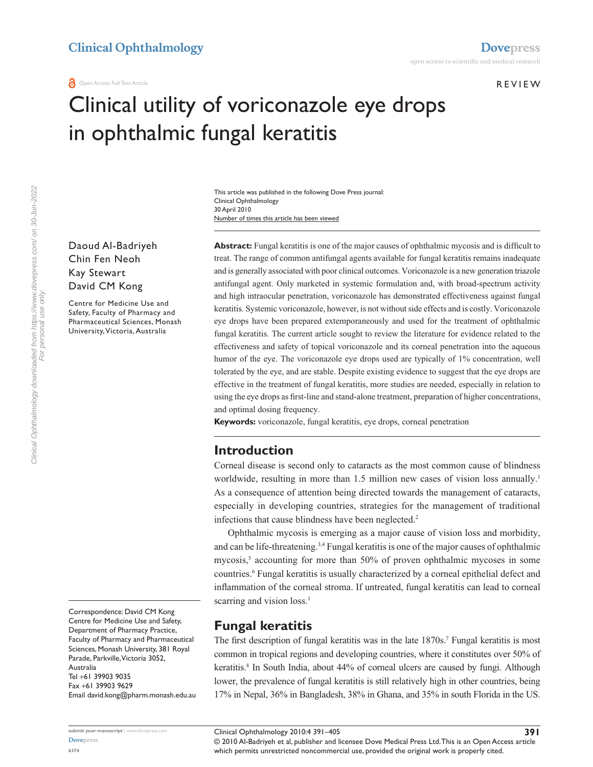# Clinical utility of voriconazole eye drops in ophthalmic fungal keratitis

This article was published in the following Dove Press journal:
Clinical Ophthalmology
30 April 2010
Number of times this article has been viewed

Daoud Al-Badriyeh
Chin Fen Neoh
Kay Stewart
David CM Kong

Centre for Medicine Use and Safety, Faculty of Pharmacy and Pharmaceutical Sciences, Monash University, Victoria, Australia

Correspondence: David CM Kong
Centre for Medicine Use and Safety, Department of Pharmacy Practice, Faculty of Pharmacy and Pharmaceutical Sciences, Monash University, 381 Royal Parade, Parkville, Victoria 3052, Australia
Tel +61 39903 9035
Fax +61 39903 9629
Email david.kong@pharm.monash.edu.au

**Abstract:** Fungal keratitis is one of the major causes of ophthalmic mycosis and is difficult to treat. The range of common antifungal agents available for fungal keratitis remains inadequate and is generally associated with poor clinical outcomes. Voriconazole is a new generation triazole antifungal agent. Only marketed in systemic formulation and, with broad-spectrum activity and high intraocular penetration, voriconazole has demonstrated effectiveness against fungal keratitis. Systemic voriconazole, however, is not without side effects and is costly. Voriconazole eye drops have been prepared extemporaneously and used for the treatment of ophthalmic fungal keratitis. The current article sought to review the literature for evidence related to the effectiveness and safety of topical voriconazole and its corneal penetration into the aqueous humor of the eye. The voriconazole eye drops used are typically of 1% concentration, well tolerated by the eye, and are stable. Despite existing evidence to suggest that the eye drops are effective in the treatment of fungal keratitis, more studies are needed, especially in relation to using the eye drops as first-line and stand-alone treatment, preparation of higher concentrations, and optimal dosing frequency.

**Keywords:** voriconazole, fungal keratitis, eye drops, corneal penetration

## Introduction

Corneal disease is second only to cataracts as the most common cause of blindness worldwide, resulting in more than 1.5 million new cases of vision loss annually.[1] As a consequence of attention being directed towards the management of cataracts, especially in developing countries, strategies for the management of traditional infections that cause blindness have been neglected.[2]

Ophthalmic mycosis is emerging as a major cause of vision loss and morbidity, and can be life-threatening.[3,4] Fungal keratitis is one of the major causes of ophthalmic mycosis,[5] accounting for more than 50% of proven ophthalmic mycoses in some countries.[6] Fungal keratitis is usually characterized by a corneal epithelial defect and inflammation of the corneal stroma. If untreated, fungal keratitis can lead to corneal scarring and vision loss.[1]

## Fungal keratitis

The first description of fungal keratitis was in the late 1870s.[7] Fungal keratitis is most common in tropical regions and developing countries, where it constitutes over 50% of keratitis.[8] In South India, about 44% of corneal ulcers are caused by fungi. Although lower, the prevalence of fungal keratitis is still relatively high in other countries, being 17% in Nepal, 36% in Bangladesh, 38% in Ghana, and 35% in south Florida in the US.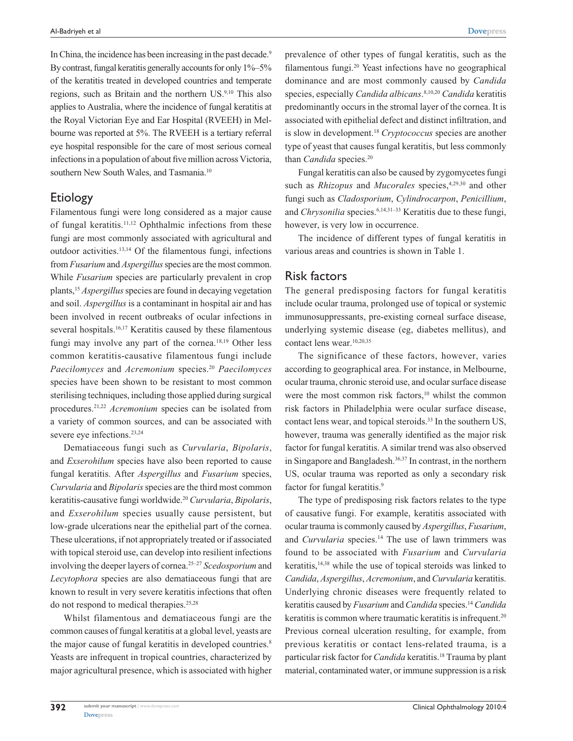In China, the incidence has been increasing in the past decade.[9] By contrast, fungal keratitis generally accounts for only 1%–5% of the keratitis treated in developed countries and temperate regions, such as Britain and the northern US.[9,10] This also applies to Australia, where the incidence of fungal keratitis at the Royal Victorian Eye and Ear Hospital (RVEEH) in Melbourne was reported at 5%. The RVEEH is a tertiary referral eye hospital responsible for the care of most serious corneal infections in a population of about five million across Victoria, southern New South Wales, and Tasmania.[10]

## Etiology

Filamentous fungi were long considered as a major cause of fungal keratitis.[11,12] Ophthalmic infections from these fungi are most commonly associated with agricultural and outdoor activities.[13,14] Of the filamentous fungi, infections from *Fusarium* and *Aspergillus* species are the most common. While *Fusarium* species are particularly prevalent in crop plants,[15] *Aspergillus* species are found in decaying vegetation and soil. *Aspergillus* is a contaminant in hospital air and has been involved in recent outbreaks of ocular infections in several hospitals.[16,17] Keratitis caused by these filamentous fungi may involve any part of the cornea.[18,19] Other less common keratitis-causative filamentous fungi include *Paecilomyces* and *Acremonium* species.[20] *Paecilomyces* species have been shown to be resistant to most common sterilising techniques, including those applied during surgical procedures.[21,22] *Acremonium* species can be isolated from a variety of common sources, and can be associated with severe eye infections.[23,24]

Dematiaceous fungi such as *Curvularia*, *Bipolaris*, and *Exserohilum* species have also been reported to cause fungal keratitis. After *Aspergillus* and *Fusarium* species, *Curvularia* and *Bipolaris* species are the third most common keratitis-causative fungi worldwide.[20] *Curvularia*, *Bipolaris*, and *Exserohilum* species usually cause persistent, but low-grade ulcerations near the epithelial part of the cornea. These ulcerations, if not appropriately treated or if associated with topical steroid use, can develop into resilient infections involving the deeper layers of cornea.[25–27] *Scedosporium* and *Lecytophora* species are also dematiaceous fungi that are known to result in very severe keratitis infections that often do not respond to medical therapies.[25,28]

Whilst filamentous and dematiaceous fungi are the common causes of fungal keratitis at a global level, yeasts are the major cause of fungal keratitis in developed countries.[8] Yeasts are infrequent in tropical countries, characterized by major agricultural presence, which is associated with higher prevalence of other types of fungal keratitis, such as the filamentous fungi.[20] Yeast infections have no geographical dominance and are most commonly caused by *Candida* species, especially *Candida albicans*.[8,10,20] *Candida* keratitis predominantly occurs in the stromal layer of the cornea. It is associated with epithelial defect and distinct infiltration, and is slow in development.[18] *Cryptococcus* species are another type of yeast that causes fungal keratitis, but less commonly than *Candida* species.[20]

Fungal keratitis can also be caused by zygomycetes fungi such as *Rhizopus* and *Mucorales* species,[4,29,30] and other fungi such as *Cladosporium*, *Cylindrocarpon*, *Penicillium*, and *Chrysonilia* species.[6,14,31–33] Keratitis due to these fungi, however, is very low in occurrence.

The incidence of different types of fungal keratitis in various areas and countries is shown in Table 1.

## Risk factors

The general predisposing factors for fungal keratitis include ocular trauma, prolonged use of topical or systemic immunosuppressants, pre-existing corneal surface disease, underlying systemic disease (eg, diabetes mellitus), and contact lens wear.[10,20,35]

The significance of these factors, however, varies according to geographical area. For instance, in Melbourne, ocular trauma, chronic steroid use, and ocular surface disease were the most common risk factors,[10] whilst the common risk factors in Philadelphia were ocular surface disease, contact lens wear, and topical steroids.[33] In the southern US, however, trauma was generally identified as the major risk factor for fungal keratitis. A similar trend was also observed in Singapore and Bangladesh.[36,37] In contrast, in the northern US, ocular trauma was reported as only a secondary risk factor for fungal keratitis.[9]

The type of predisposing risk factors relates to the type of causative fungi. For example, keratitis associated with ocular trauma is commonly caused by *Aspergillus*, *Fusarium*, and *Curvularia* species.[14] The use of lawn trimmers was found to be associated with *Fusarium* and *Curvularia* keratitis,[14,38] while the use of topical steroids was linked to *Candida*, *Aspergillus*, *Acremonium*, and *Curvularia* keratitis. Underlying chronic diseases were frequently related to keratitis caused by *Fusarium* and *Candida* species.[14] *Candida* keratitis is common where traumatic keratitis is infrequent.[20] Previous corneal ulceration resulting, for example, from previous keratitis or contact lens-related trauma, is a particular risk factor for *Candida* keratitis.[18] Trauma by plant material, contaminated water, or immune suppression is a risk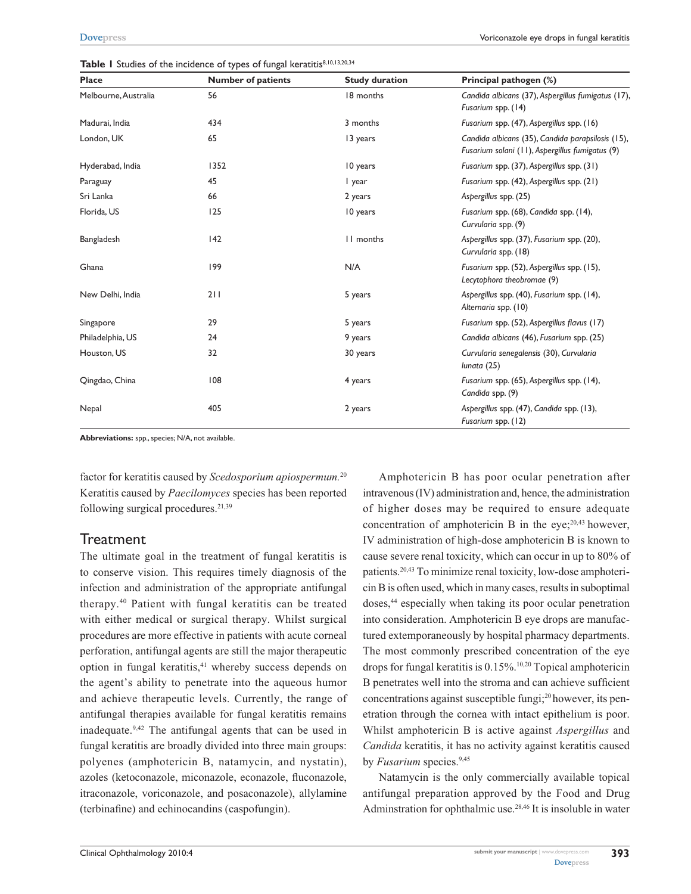**Table 1** Studies of the incidence of types of fungal keratitis[8,10,13,20,34]

| Place | Number of patients | Study duration | Principal pathogen (%) |
|---|---|---|---|
| Melbourne, Australia | 56 | 18 months | *Candida albicans* (37), *Aspergillus fumigatus* (17), *Fusarium* spp. (14) |
| Madurai, India | 434 | 3 months | *Fusarium* spp. (47), *Aspergillus* spp. (16) |
| London, UK | 65 | 13 years | *Candida albicans* (35), *Candida parapsilosis* (15), *Fusarium solani* (11), *Aspergillus fumigatus* (9) |
| Hyderabad, India | 1352 | 10 years | *Fusarium* spp. (37), *Aspergillus* spp. (31) |
| Paraguay | 45 | 1 year | *Fusarium* spp. (42), *Aspergillus* spp. (21) |
| Sri Lanka | 66 | 2 years | *Aspergillus* spp. (25) |
| Florida, US | 125 | 10 years | *Fusarium* spp. (68), *Candida* spp. (14), *Curvularia* spp. (9) |
| Bangladesh | 142 | 11 months | *Aspergillus* spp. (37), *Fusarium* spp. (20), *Curvularia* spp. (18) |
| Ghana | 199 | N/A | *Fusarium* spp. (52), *Aspergillus* spp. (15), *Lecytophora theobromae* (9) |
| New Delhi, India | 211 | 5 years | *Aspergillus* spp. (40), *Fusarium* spp. (14), *Alternaria* spp. (10) |
| Singapore | 29 | 5 years | *Fusarium* spp. (52), *Aspergillus flavus* (17) |
| Philadelphia, US | 24 | 9 years | *Candida albicans* (46), *Fusarium* spp. (25) |
| Houston, US | 32 | 30 years | *Curvularia senegalensis* (30), *Curvularia lunata* (25) |
| Qingdao, China | 108 | 4 years | *Fusarium* spp. (65), *Aspergillus* spp. (14), *Candida* spp. (9) |
| Nepal | 405 | 2 years | *Aspergillus* spp. (47), *Candida* spp. (13), *Fusarium* spp. (12) |

**Abbreviations:** spp., species; N/A, not available.

factor for keratitis caused by *Scedosporium apiospermum*.[20] Keratitis caused by *Paecilomyces* species has been reported following surgical procedures.[21,39]

## Treatment

The ultimate goal in the treatment of fungal keratitis is to conserve vision. This requires timely diagnosis of the infection and administration of the appropriate antifungal therapy.[40] Patient with fungal keratitis can be treated with either medical or surgical therapy. Whilst surgical procedures are more effective in patients with acute corneal perforation, antifungal agents are still the major therapeutic option in fungal keratitis,[41] whereby success depends on the agent's ability to penetrate into the aqueous humor and achieve therapeutic levels. Currently, the range of antifungal therapies available for fungal keratitis remains inadequate.[9,42] The antifungal agents that can be used in fungal keratitis are broadly divided into three main groups: polyenes (amphotericin B, natamycin, and nystatin), azoles (ketoconazole, miconazole, econazole, fluconazole, itraconazole, voriconazole, and posaconazole), allylamine (terbinafine) and echinocandins (caspofungin).

Amphotericin B has poor ocular penetration after intravenous (IV) administration and, hence, the administration of higher doses may be required to ensure adequate concentration of amphotericin B in the eye;[20,43] however, IV administration of high-dose amphotericin B is known to cause severe renal toxicity, which can occur in up to 80% of patients.[20,43] To minimize renal toxicity, low-dose amphotericin B is often used, which in many cases, results in suboptimal doses,[44] especially when taking its poor ocular penetration into consideration. Amphotericin B eye drops are manufactured extemporaneously by hospital pharmacy departments. The most commonly prescribed concentration of the eye drops for fungal keratitis is 0.15%.[10,20] Topical amphotericin B penetrates well into the stroma and can achieve sufficient concentrations against susceptible fungi;[20] however, its penetration through the cornea with intact epithelium is poor. Whilst amphotericin B is active against *Aspergillus* and *Candida* keratitis, it has no activity against keratitis caused by *Fusarium* species.[9,45]

Natamycin is the only commercially available topical antifungal preparation approved by the Food and Drug Adminstration for ophthalmic use.[28,46] It is insoluble in water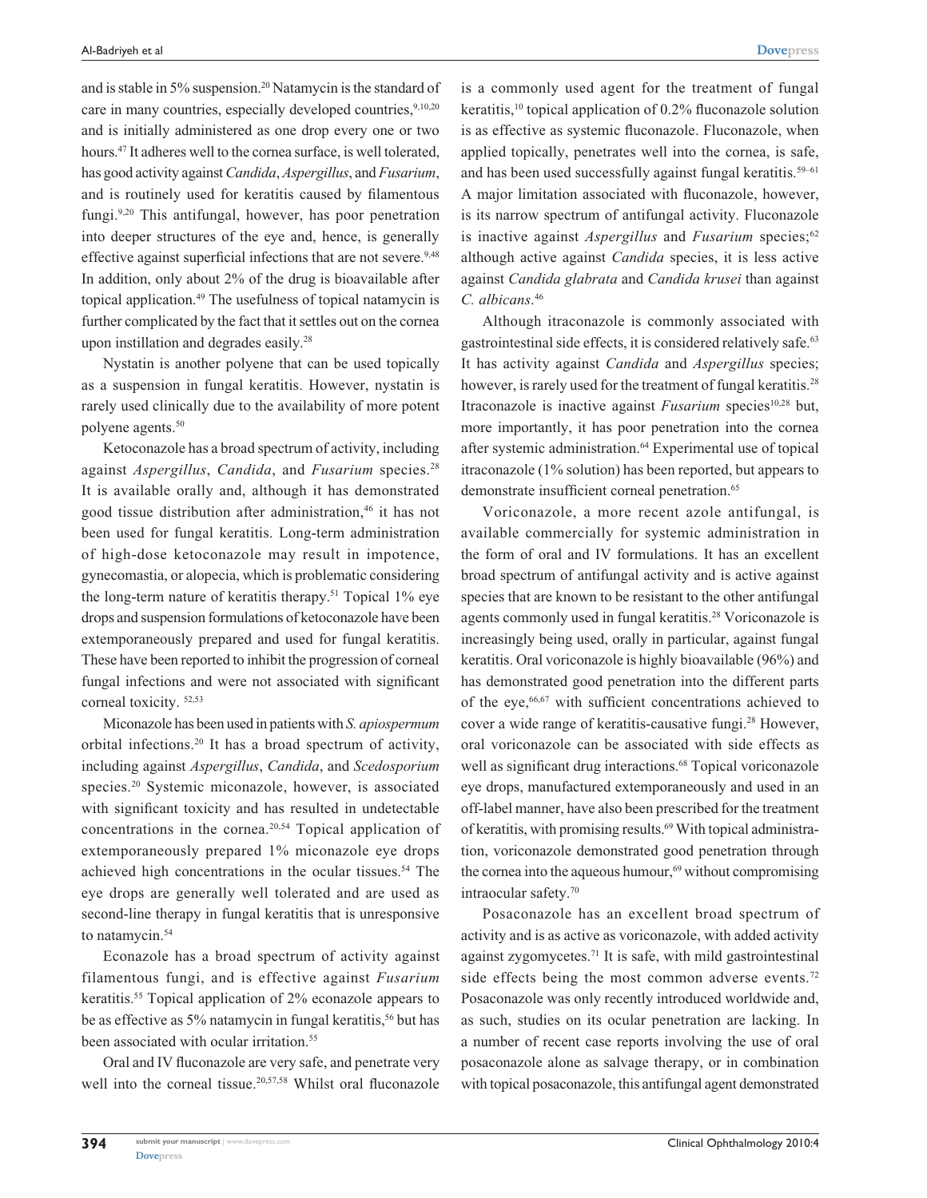and is stable in 5% suspension.[20] Natamycin is the standard of care in many countries, especially developed countries,[9,10,20] and is initially administered as one drop every one or two hours.[47] It adheres well to the cornea surface, is well tolerated, has good activity against *Candida*, *Aspergillus*, and *Fusarium*, and is routinely used for keratitis caused by filamentous fungi.[9,20] This antifungal, however, has poor penetration into deeper structures of the eye and, hence, is generally effective against superficial infections that are not severe.[9,48] In addition, only about 2% of the drug is bioavailable after topical application.[49] The usefulness of topical natamycin is further complicated by the fact that it settles out on the cornea upon instillation and degrades easily.[28]

Nystatin is another polyene that can be used topically as a suspension in fungal keratitis. However, nystatin is rarely used clinically due to the availability of more potent polyene agents.[50]

Ketoconazole has a broad spectrum of activity, including against *Aspergillus*, *Candida*, and *Fusarium* species.[28] It is available orally and, although it has demonstrated good tissue distribution after administration,[46] it has not been used for fungal keratitis. Long-term administration of high-dose ketoconazole may result in impotence, gynecomastia, or alopecia, which is problematic considering the long-term nature of keratitis therapy.[51] Topical 1% eye drops and suspension formulations of ketoconazole have been extemporaneously prepared and used for fungal keratitis. These have been reported to inhibit the progression of corneal fungal infections and were not associated with significant corneal toxicity.[52,53]

Miconazole has been used in patients with *S. apiospermum* orbital infections.[20] It has a broad spectrum of activity, including against *Aspergillus*, *Candida*, and *Scedosporium* species.[20] Systemic miconazole, however, is associated with significant toxicity and has resulted in undetectable concentrations in the cornea.[20,54] Topical application of extemporaneously prepared 1% miconazole eye drops achieved high concentrations in the ocular tissues.[54] The eye drops are generally well tolerated and are used as second-line therapy in fungal keratitis that is unresponsive to natamycin.[54]

Econazole has a broad spectrum of activity against filamentous fungi, and is effective against *Fusarium* keratitis.[55] Topical application of 2% econazole appears to be as effective as 5% natamycin in fungal keratitis,[56] but has been associated with ocular irritation.[55]

Oral and IV fluconazole are very safe, and penetrate very well into the corneal tissue.[20,57,58] Whilst oral fluconazole is a commonly used agent for the treatment of fungal keratitis,[10] topical application of 0.2% fluconazole solution is as effective as systemic fluconazole. Fluconazole, when applied topically, penetrates well into the cornea, is safe, and has been used successfully against fungal keratitis.[59–61] A major limitation associated with fluconazole, however, is its narrow spectrum of antifungal activity. Fluconazole is inactive against *Aspergillus* and *Fusarium* species;[62] although active against *Candida* species, it is less active against *Candida glabrata* and *Candida krusei* than against *C. albicans*.[46]

Although itraconazole is commonly associated with gastrointestinal side effects, it is considered relatively safe.[63] It has activity against *Candida* and *Aspergillus* species; however, is rarely used for the treatment of fungal keratitis.[28] Itraconazole is inactive against *Fusarium* species[10,28] but, more importantly, it has poor penetration into the cornea after systemic administration.[64] Experimental use of topical itraconazole (1% solution) has been reported, but appears to demonstrate insufficient corneal penetration.[65]

Voriconazole, a more recent azole antifungal, is available commercially for systemic administration in the form of oral and IV formulations. It has an excellent broad spectrum of antifungal activity and is active against species that are known to be resistant to the other antifungal agents commonly used in fungal keratitis.[28] Voriconazole is increasingly being used, orally in particular, against fungal keratitis. Oral voriconazole is highly bioavailable (96%) and has demonstrated good penetration into the different parts of the eye,[66,67] with sufficient concentrations achieved to cover a wide range of keratitis-causative fungi.[28] However, oral voriconazole can be associated with side effects as well as significant drug interactions.[68] Topical voriconazole eye drops, manufactured extemporaneously and used in an off-label manner, have also been prescribed for the treatment of keratitis, with promising results.[69] With topical administration, voriconazole demonstrated good penetration through the cornea into the aqueous humour,[69] without compromising intraocular safety.[70]

Posaconazole has an excellent broad spectrum of activity and is as active as voriconazole, with added activity against zygomycetes.[71] It is safe, with mild gastrointestinal side effects being the most common adverse events.[72] Posaconazole was only recently introduced worldwide and, as such, studies on its ocular penetration are lacking. In a number of recent case reports involving the use of oral posaconazole alone as salvage therapy, or in combination with topical posaconazole, this antifungal agent demonstrated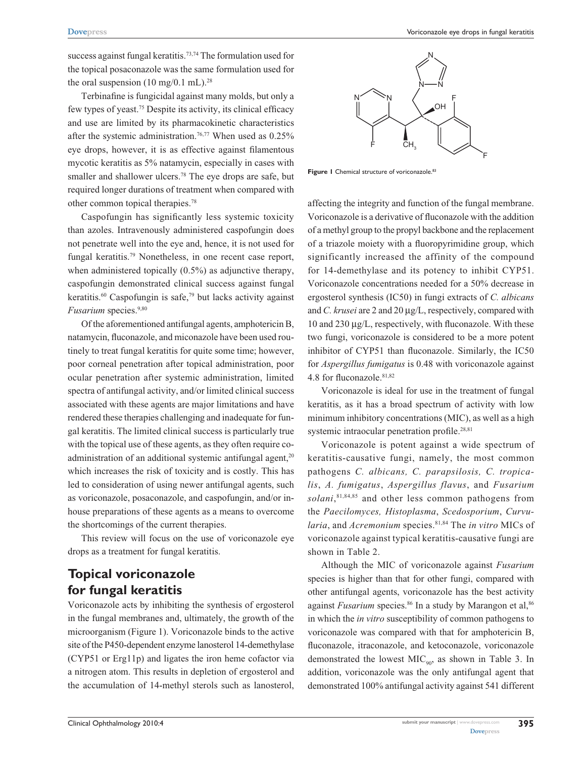success against fungal keratitis.[73,74] The formulation used for the topical posaconazole was the same formulation used for the oral suspension (10 mg/0.1 mL).[28]

Terbinafine is fungicidal against many molds, but only a few types of yeast.[75] Despite its activity, its clinical efficacy and use are limited by its pharmacokinetic characteristics after the systemic administration.[76,77] When used as 0.25% eye drops, however, it is as effective against filamentous mycotic keratitis as 5% natamycin, especially in cases with smaller and shallower ulcers.[78] The eye drops are safe, but required longer durations of treatment when compared with other common topical therapies.[78]

Caspofungin has significantly less systemic toxicity than azoles. Intravenously administered caspofungin does not penetrate well into the eye and, hence, it is not used for fungal keratitis.[79] Nonetheless, in one recent case report, when administered topically (0.5%) as adjunctive therapy, caspofungin demonstrated clinical success against fungal keratitis.[60] Caspofungin is safe,[79] but lacks activity against *Fusarium* species.[9,80]

Of the aforementioned antifungal agents, amphotericin B, natamycin, fluconazole, and miconazole have been used routinely to treat fungal keratitis for quite some time; however, poor corneal penetration after topical administration, poor ocular penetration after systemic administration, limited spectra of antifungal activity, and/or limited clinical success associated with these agents are major limitations and have rendered these therapies challenging and inadequate for fungal keratitis. The limited clinical success is particularly true with the topical use of these agents, as they often require co-administration of an additional systemic antifungal agent,[20] which increases the risk of toxicity and is costly. This has led to consideration of using newer antifungal agents, such as voriconazole, posaconazole, and caspofungin, and/or in-house preparations of these agents as a means to overcome the shortcomings of the current therapies.

This review will focus on the use of voriconazole eye drops as a treatment for fungal keratitis.

## Topical voriconazole for fungal keratitis

Voriconazole acts by inhibiting the synthesis of ergosterol in the fungal membranes and, ultimately, the growth of the microorganism (Figure 1). Voriconazole binds to the active site of the P450-dependent enzyme lanosterol 14-demethylase (CYP51 or Erg11p) and ligates the iron heme cofactor via a nitrogen atom. This results in depletion of ergosterol and the accumulation of 14-methyl sterols such as lanosterol, affecting the integrity and function of the fungal membrane. Voriconazole is a derivative of fluconazole with the addition of a methyl group to the propyl backbone and the replacement of a triazole moiety with a fluoropyrimidine group, which significantly increased the affinity of the compound for 14-demethylase and its potency to inhibit CYP51. Voriconazole concentrations needed for a 50% decrease in ergosterol synthesis (IC50) in fungi extracts of *C. albicans* and *C. krusei* are 2 and 20 µg/L, respectively, compared with 10 and 230 µg/L, respectively, with fluconazole. With these two fungi, voriconazole is considered to be a more potent inhibitor of CYP51 than fluconazole. Similarly, the IC50 for *Aspergillus fumigatus* is 0.48 with voriconazole against 4.8 for fluconazole.[81,82]

**Figure 1** Chemical structure of voriconazole.[83]

Voriconazole is ideal for use in the treatment of fungal keratitis, as it has a broad spectrum of activity with low minimum inhibitory concentrations (MIC), as well as a high systemic intraocular penetration profile.[28,81]

Voriconazole is potent against a wide spectrum of keratitis-causative fungi, namely, the most common pathogens *C. albicans, C. parapsilosis, C. tropicalis*, *A. fumigatus*, *Aspergillus flavus*, and *Fusarium solani*,[81,84,85] and other less common pathogens from the *Paecilomyces, Histoplasma*, *Scedosporium*, *Curvularia*, and *Acremonium* species.[81,84] The *in vitro* MICs of voriconazole against typical keratitis-causative fungi are shown in Table 2.

Although the MIC of voriconazole against *Fusarium* species is higher than that for other fungi, compared with other antifungal agents, voriconazole has the best activity against *Fusarium* species.[86] In a study by Marangon et al,[86] in which the *in vitro* susceptibility of common pathogens to voriconazole was compared with that for amphotericin B, fluconazole, itraconazole, and ketoconazole, voriconazole demonstrated the lowest $MIC_{90}$, as shown in Table 3. In addition, voriconazole was the only antifungal agent that demonstrated 100% antifungal activity against 541 different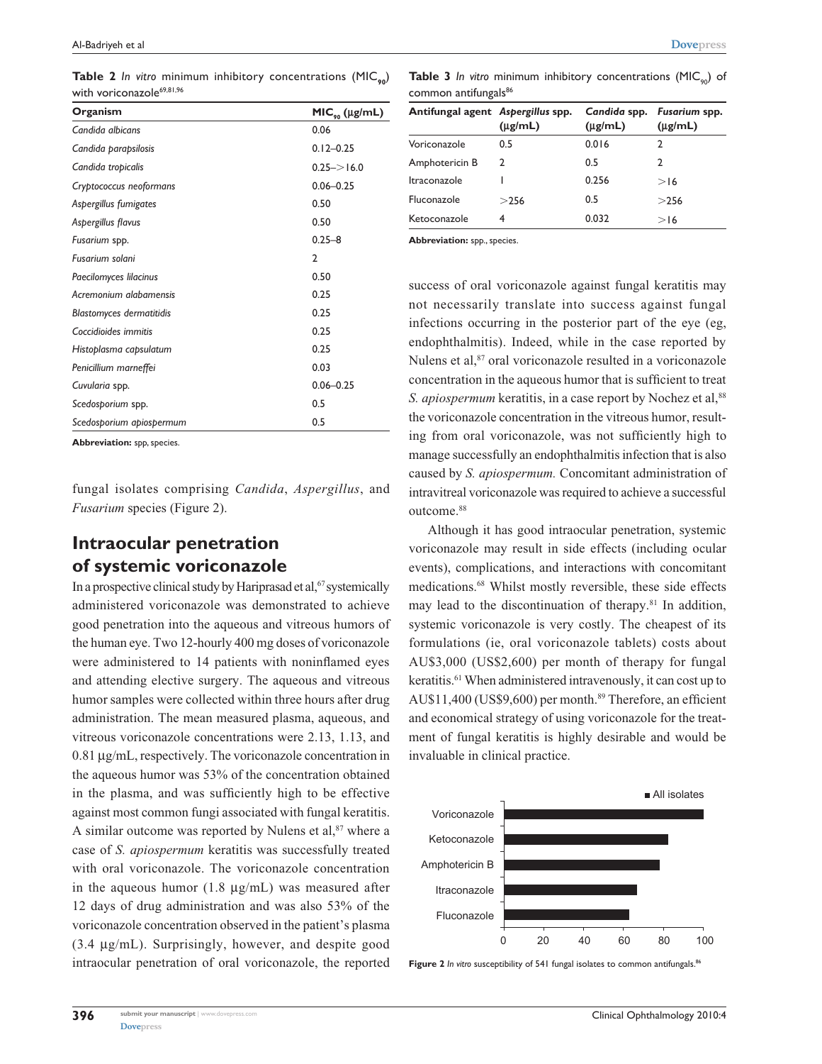**Table 2** *In vitro* minimum inhibitory concentrations ($MIC_{90}$) with voriconazole[69,81,96]

| Organism | $MIC_{90}$ (μg/mL) |
|---|---|
| *Candida albicans* | 0.06 |
| *Candida parapsilosis* | 0.12–0.25 |
| *Candida tropicalis* | 0.25–>16.0 |
| *Cryptococcus neoformans* | 0.06–0.25 |
| *Aspergillus fumigates* | 0.50 |
| *Aspergillus flavus* | 0.50 |
| *Fusarium* spp. | 0.25–8 |
| *Fusarium solani* | 2 |
| *Paecilomyces lilacinus* | 0.50 |
| *Acremonium alabamensis* | 0.25 |
| *Blastomyces dermatitidis* | 0.25 |
| *Coccidioides immitis* | 0.25 |
| *Histoplasma capsulatum* | 0.25 |
| *Penicillium marneffei* | 0.03 |
| *Cuvularia* spp. | 0.06–0.25 |
| *Scedosporium* spp. | 0.5 |
| *Scedosporium apiospermum* | 0.5 |

**Abbreviation:** spp, species.

fungal isolates comprising *Candida*, *Aspergillus*, and *Fusarium* species (Figure 2).

## Intraocular penetration of systemic voriconazole

In a prospective clinical study by Hariprasad et al,[67] systemically administered voriconazole was demonstrated to achieve good penetration into the aqueous and vitreous humors of the human eye. Two 12-hourly 400 mg doses of voriconazole were administered to 14 patients with noninflamed eyes and attending elective surgery. The aqueous and vitreous humor samples were collected within three hours after drug administration. The mean measured plasma, aqueous, and vitreous voriconazole concentrations were 2.13, 1.13, and 0.81 μg/mL, respectively. The voriconazole concentration in the aqueous humor was 53% of the concentration obtained in the plasma, and was sufficiently high to be effective against most common fungi associated with fungal keratitis. A similar outcome was reported by Nulens et al,[87] where a case of *S. apiospermum* keratitis was successfully treated with oral voriconazole. The voriconazole concentration in the aqueous humor (1.8 μg/mL) was measured after 12 days of drug administration and was also 53% of the voriconazole concentration observed in the patient's plasma (3.4 μg/mL). Surprisingly, however, and despite good intraocular penetration of oral voriconazole, the reported success of oral voriconazole against fungal keratitis may not necessarily translate into success against fungal infections occurring in the posterior part of the eye (eg, endophthalmitis). Indeed, while in the case reported by Nulens et al,[87] oral voriconazole resulted in a voriconazole concentration in the aqueous humor that is sufficient to treat *S. apiospermum* keratitis, in a case report by Nochez et al,[88] the voriconazole concentration in the vitreous humor, resulting from oral voriconazole, was not sufficiently high to manage successfully an endophthalmitis infection that is also caused by *S. apiospermum.* Concomitant administration of intravitreal voriconazole was required to achieve a successful outcome.[88]

**Table 3** *In vitro* minimum inhibitory concentrations ($MIC_{90}$) of common antifungals[86]

| Antifungal agent | *Aspergillus* spp. (μg/mL) | *Candida* spp. (μg/mL) | *Fusarium* spp. (μg/mL) |
|---|---|---|---|
| Voriconazole | 0.5 | 0.016 | 2 |
| Amphotericin B | 2 | 0.5 | 2 |
| Itraconazole | 1 | 0.256 | >16 |
| Fluconazole | >256 | 0.5 | >256 |
| Ketoconazole | 4 | 0.032 | >16 |

**Abbreviation:** spp., species.

Although it has good intraocular penetration, systemic voriconazole may result in side effects (including ocular events), complications, and interactions with concomitant medications.[68] Whilst mostly reversible, these side effects may lead to the discontinuation of therapy.[81] In addition, systemic voriconazole is very costly. The cheapest of its formulations (ie, oral voriconazole tablets) costs about AU$3,000 (US$2,600) per month of therapy for fungal keratitis.[61] When administered intravenously, it can cost up to AU$11,400 (US$9,600) per month.[89] Therefore, an efficient and economical strategy of using voriconazole for the treatment of fungal keratitis is highly desirable and would be invaluable in clinical practice.

**Figure 2** *In vitro* susceptibility of 541 fungal isolates to common antifungals.[86]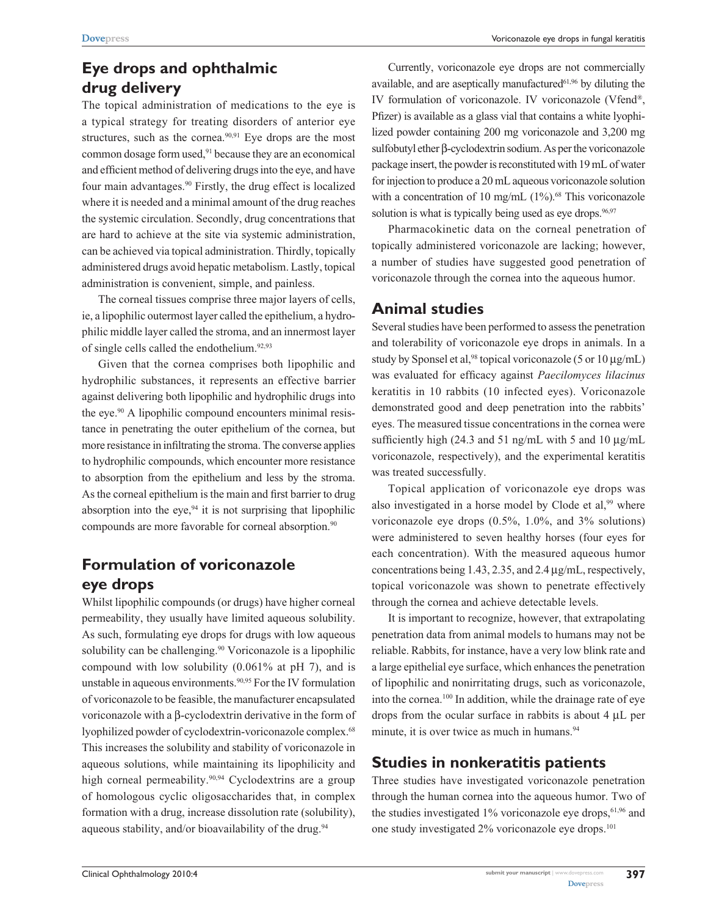## Eye drops and ophthalmic drug delivery

The topical administration of medications to the eye is a typical strategy for treating disorders of anterior eye structures, such as the cornea.[90,91] Eye drops are the most common dosage form used,[91] because they are an economical and efficient method of delivering drugs into the eye, and have four main advantages.[90] Firstly, the drug effect is localized where it is needed and a minimal amount of the drug reaches the systemic circulation. Secondly, drug concentrations that are hard to achieve at the site via systemic administration, can be achieved via topical administration. Thirdly, topically administered drugs avoid hepatic metabolism. Lastly, topical administration is convenient, simple, and painless.

The corneal tissues comprise three major layers of cells, ie, a lipophilic outermost layer called the epithelium, a hydrophilic middle layer called the stroma, and an innermost layer of single cells called the endothelium.[92,93]

Given that the cornea comprises both lipophilic and hydrophilic substances, it represents an effective barrier against delivering both lipophilic and hydrophilic drugs into the eye.[90] A lipophilic compound encounters minimal resistance in penetrating the outer epithelium of the cornea, but more resistance in infiltrating the stroma. The converse applies to hydrophilic compounds, which encounter more resistance to absorption from the epithelium and less by the stroma. As the corneal epithelium is the main and first barrier to drug absorption into the eye,[94] it is not surprising that lipophilic compounds are more favorable for corneal absorption.[90]

## Formulation of voriconazole eye drops

Whilst lipophilic compounds (or drugs) have higher corneal permeability, they usually have limited aqueous solubility. As such, formulating eye drops for drugs with low aqueous solubility can be challenging.[90] Voriconazole is a lipophilic compound with low solubility (0.061% at pH 7), and is unstable in aqueous environments.[90,95] For the IV formulation of voriconazole to be feasible, the manufacturer encapsulated voriconazole with a β-cyclodextrin derivative in the form of lyophilized powder of cyclodextrin-voriconazole complex.[68] This increases the solubility and stability of voriconazole in aqueous solutions, while maintaining its lipophilicity and high corneal permeability.[90,94] Cyclodextrins are a group of homologous cyclic oligosaccharides that, in complex formation with a drug, increase dissolution rate (solubility), aqueous stability, and/or bioavailability of the drug.[94]

Currently, voriconazole eye drops are not commercially available, and are aseptically manufactured[61,96] by diluting the IV formulation of voriconazole. IV voriconazole (Vfend®, Pfizer) is available as a glass vial that contains a white lyophilized powder containing 200 mg voriconazole and 3,200 mg sulfobutyl ether β-cyclodextrin sodium. As per the voriconazole package insert, the powder is reconstituted with 19 mL of water for injection to produce a 20 mL aqueous voriconazole solution with a concentration of 10 mg/mL (1%).[68] This voriconazole solution is what is typically being used as eye drops.[96,97]

Pharmacokinetic data on the corneal penetration of topically administered voriconazole are lacking; however, a number of studies have suggested good penetration of voriconazole through the cornea into the aqueous humor.

## Animal studies

Several studies have been performed to assess the penetration and tolerability of voriconazole eye drops in animals. In a study by Sponsel et al,[98] topical voriconazole (5 or 10 μg/mL) was evaluated for efficacy against *Paecilomyces lilacinus* keratitis in 10 rabbits (10 infected eyes). Voriconazole demonstrated good and deep penetration into the rabbits' eyes. The measured tissue concentrations in the cornea were sufficiently high (24.3 and 51 ng/mL with 5 and 10 μg/mL voriconazole, respectively), and the experimental keratitis was treated successfully.

Topical application of voriconazole eye drops was also investigated in a horse model by Clode et al,[99] where voriconazole eye drops (0.5%, 1.0%, and 3% solutions) were administered to seven healthy horses (four eyes for each concentration). With the measured aqueous humor concentrations being 1.43, 2.35, and 2.4 μg/mL, respectively, topical voriconazole was shown to penetrate effectively through the cornea and achieve detectable levels.

It is important to recognize, however, that extrapolating penetration data from animal models to humans may not be reliable. Rabbits, for instance, have a very low blink rate and a large epithelial eye surface, which enhances the penetration of lipophilic and nonirritating drugs, such as voriconazole, into the cornea.[100] In addition, while the drainage rate of eye drops from the ocular surface in rabbits is about 4 μL per minute, it is over twice as much in humans.[94]

## Studies in nonkeratitis patients

Three studies have investigated voriconazole penetration through the human cornea into the aqueous humor. Two of the studies investigated 1% voriconazole eye drops,[61,96] and one study investigated 2% voriconazole eye drops.[101]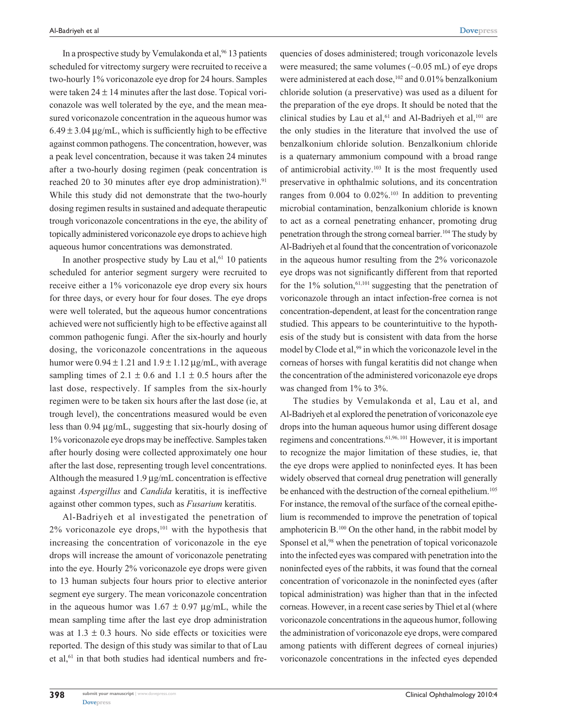In a prospective study by Vemulakonda et al,[96] 13 patients scheduled for vitrectomy surgery were recruited to receive a two-hourly 1% voriconazole eye drop for 24 hours. Samples were taken 24 ± 14 minutes after the last dose. Topical voriconazole was well tolerated by the eye, and the mean measured voriconazole concentration in the aqueous humor was 6.49 ± 3.04 µg/mL, which is sufficiently high to be effective against common pathogens. The concentration, however, was a peak level concentration, because it was taken 24 minutes after a two-hourly dosing regimen (peak concentration is reached 20 to 30 minutes after eye drop administration).[91] While this study did not demonstrate that the two-hourly dosing regimen results in sustained and adequate therapeutic trough voriconazole concentrations in the eye, the ability of topically administered voriconazole eye drops to achieve high aqueous humor concentrations was demonstrated.

In another prospective study by Lau et al,[61] 10 patients scheduled for anterior segment surgery were recruited to receive either a 1% voriconazole eye drop every six hours for three days, or every hour for four doses. The eye drops were well tolerated, but the aqueous humor concentrations achieved were not sufficiently high to be effective against all common pathogenic fungi. After the six-hourly and hourly dosing, the voriconazole concentrations in the aqueous humor were 0.94 ± 1.21 and 1.9 ± 1.12 µg/mL, with average sampling times of 2.1 ± 0.6 and 1.1 ± 0.5 hours after the last dose, respectively. If samples from the six-hourly regimen were to be taken six hours after the last dose (ie, at trough level), the concentrations measured would be even less than 0.94 µg/mL, suggesting that six-hourly dosing of 1% voriconazole eye drops may be ineffective. Samples taken after hourly dosing were collected approximately one hour after the last dose, representing trough level concentrations. Although the measured 1.9 µg/mL concentration is effective against *Aspergillus* and *Candida* keratitis, it is ineffective against other common types, such as *Fusarium* keratitis.

Al-Badriyeh et al investigated the penetration of 2% voriconazole eye drops,[101] with the hypothesis that increasing the concentration of voriconazole in the eye drops will increase the amount of voriconazole penetrating into the eye. Hourly 2% voriconazole eye drops were given to 13 human subjects four hours prior to elective anterior segment eye surgery. The mean voriconazole concentration in the aqueous humor was 1.67 ± 0.97 µg/mL, while the mean sampling time after the last eye drop administration was at 1.3 ± 0.3 hours. No side effects or toxicities were reported. The design of this study was similar to that of Lau et al,[61] in that both studies had identical numbers and frequencies of doses administered; trough voriconazole levels were measured; the same volumes (~0.05 mL) of eye drops were administered at each dose,[102] and 0.01% benzalkonium chloride solution (a preservative) was used as a diluent for the preparation of the eye drops. It should be noted that the clinical studies by Lau et al,[61] and Al-Badriyeh et al,[101] are the only studies in the literature that involved the use of benzalkonium chloride solution. Benzalkonium chloride is a quaternary ammonium compound with a broad range of antimicrobial activity.[103] It is the most frequently used preservative in ophthalmic solutions, and its concentration ranges from 0.004 to 0.02%.[103] In addition to preventing microbial contamination, benzalkonium chloride is known to act as a corneal penetrating enhancer, promoting drug penetration through the strong corneal barrier.[104] The study by Al-Badriyeh et al found that the concentration of voriconazole in the aqueous humor resulting from the 2% voriconazole eye drops was not significantly different from that reported for the 1% solution,[61,101] suggesting that the penetration of voriconazole through an intact infection-free cornea is not concentration-dependent, at least for the concentration range studied. This appears to be counterintuitive to the hypothesis of the study but is consistent with data from the horse model by Clode et al,[99] in which the voriconazole level in the corneas of horses with fungal keratitis did not change when the concentration of the administered voriconazole eye drops was changed from 1% to 3%.

The studies by Vemulakonda et al, Lau et al, and Al-Badriyeh et al explored the penetration of voriconazole eye drops into the human aqueous humor using different dosage regimens and concentrations.[61,96,101] However, it is important to recognize the major limitation of these studies, ie, that the eye drops were applied to noninfected eyes. It has been widely observed that corneal drug penetration will generally be enhanced with the destruction of the corneal epithelium.[105] For instance, the removal of the surface of the corneal epithelium is recommended to improve the penetration of topical amphotericin B.[100] On the other hand, in the rabbit model by Sponsel et al,[98] when the penetration of topical voriconazole into the infected eyes was compared with penetration into the noninfected eyes of the rabbits, it was found that the corneal concentration of voriconazole in the noninfected eyes (after topical administration) was higher than that in the infected corneas. However, in a recent case series by Thiel et al (where voriconazole concentrations in the aqueous humor, following the administration of voriconazole eye drops, were compared among patients with different degrees of corneal injuries) voriconazole concentrations in the infected eyes depended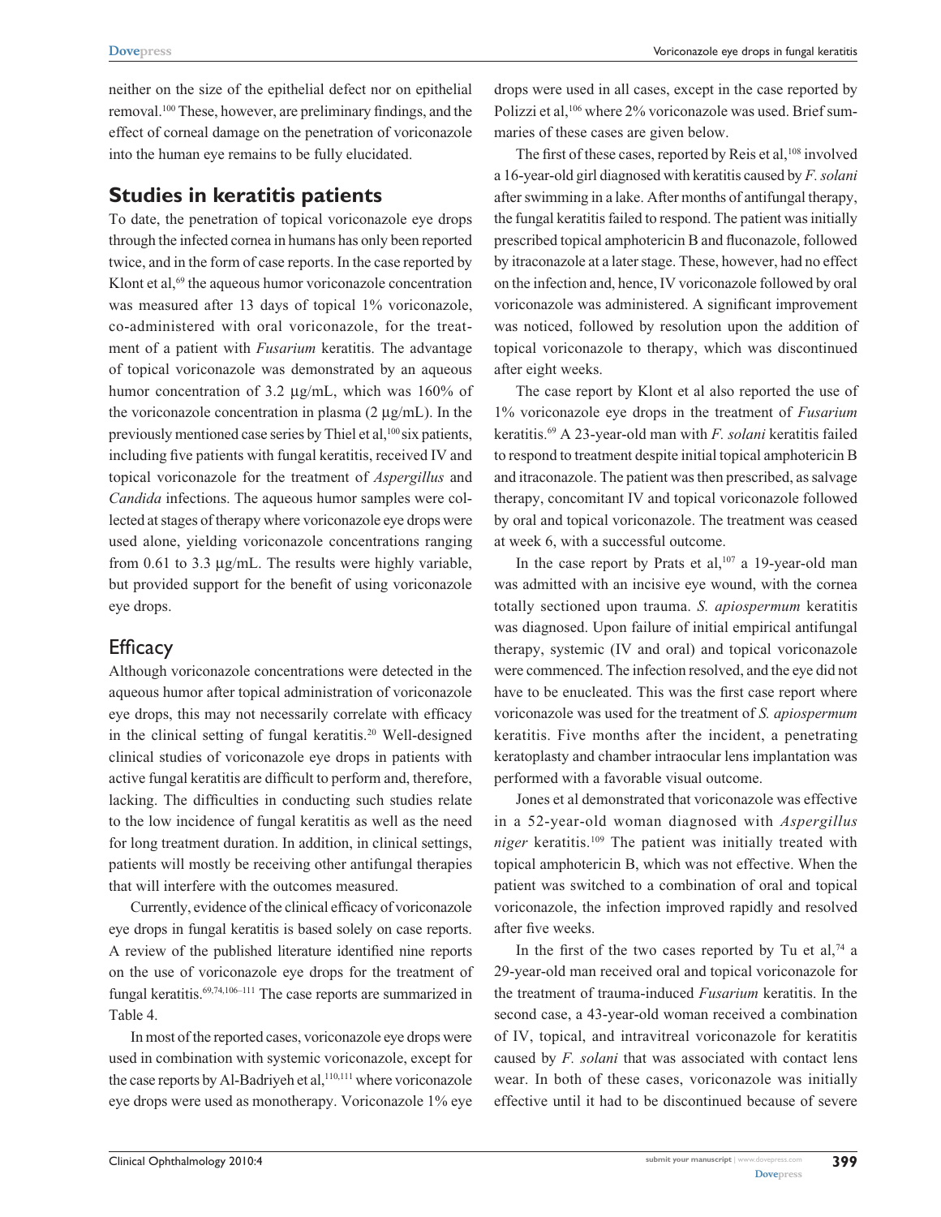neither on the size of the epithelial defect nor on epithelial removal.[100] These, however, are preliminary findings, and the effect of corneal damage on the penetration of voriconazole into the human eye remains to be fully elucidated.

## Studies in keratitis patients

To date, the penetration of topical voriconazole eye drops through the infected cornea in humans has only been reported twice, and in the form of case reports. In the case reported by Klont et al,[69] the aqueous humor voriconazole concentration was measured after 13 days of topical 1% voriconazole, co-administered with oral voriconazole, for the treatment of a patient with *Fusarium* keratitis. The advantage of topical voriconazole was demonstrated by an aqueous humor concentration of 3.2 μg/mL, which was 160% of the voriconazole concentration in plasma (2 μg/mL). In the previously mentioned case series by Thiel et al,[100] six patients, including five patients with fungal keratitis, received IV and topical voriconazole for the treatment of *Aspergillus* and *Candida* infections. The aqueous humor samples were collected at stages of therapy where voriconazole eye drops were used alone, yielding voriconazole concentrations ranging from 0.61 to 3.3 μg/mL. The results were highly variable, but provided support for the benefit of using voriconazole eye drops.

### Efficacy

Although voriconazole concentrations were detected in the aqueous humor after topical administration of voriconazole eye drops, this may not necessarily correlate with efficacy in the clinical setting of fungal keratitis.[20] Well-designed clinical studies of voriconazole eye drops in patients with active fungal keratitis are difficult to perform and, therefore, lacking. The difficulties in conducting such studies relate to the low incidence of fungal keratitis as well as the need for long treatment duration. In addition, in clinical settings, patients will mostly be receiving other antifungal therapies that will interfere with the outcomes measured.

Currently, evidence of the clinical efficacy of voriconazole eye drops in fungal keratitis is based solely on case reports. A review of the published literature identified nine reports on the use of voriconazole eye drops for the treatment of fungal keratitis.[69,74,106–111] The case reports are summarized in Table 4.

In most of the reported cases, voriconazole eye drops were used in combination with systemic voriconazole, except for the case reports by Al-Badriyeh et al,[110,111] where voriconazole eye drops were used as monotherapy. Voriconazole 1% eye drops were used in all cases, except in the case reported by Polizzi et al,[106] where 2% voriconazole was used. Brief summaries of these cases are given below.

The first of these cases, reported by Reis et al,[108] involved a 16-year-old girl diagnosed with keratitis caused by *F. solani* after swimming in a lake. After months of antifungal therapy, the fungal keratitis failed to respond. The patient was initially prescribed topical amphotericin B and fluconazole, followed by itraconazole at a later stage. These, however, had no effect on the infection and, hence, IV voriconazole followed by oral voriconazole was administered. A significant improvement was noticed, followed by resolution upon the addition of topical voriconazole to therapy, which was discontinued after eight weeks.

The case report by Klont et al also reported the use of 1% voriconazole eye drops in the treatment of *Fusarium* keratitis.[69] A 23-year-old man with *F. solani* keratitis failed to respond to treatment despite initial topical amphotericin B and itraconazole. The patient was then prescribed, as salvage therapy, concomitant IV and topical voriconazole followed by oral and topical voriconazole. The treatment was ceased at week 6, with a successful outcome.

In the case report by Prats et al,[107] a 19-year-old man was admitted with an incisive eye wound, with the cornea totally sectioned upon trauma. *S. apiospermum* keratitis was diagnosed. Upon failure of initial empirical antifungal therapy, systemic (IV and oral) and topical voriconazole were commenced. The infection resolved, and the eye did not have to be enucleated. This was the first case report where voriconazole was used for the treatment of *S. apiospermum* keratitis. Five months after the incident, a penetrating keratoplasty and chamber intraocular lens implantation was performed with a favorable visual outcome.

Jones et al demonstrated that voriconazole was effective in a 52-year-old woman diagnosed with *Aspergillus niger* keratitis.[109] The patient was initially treated with topical amphotericin B, which was not effective. When the patient was switched to a combination of oral and topical voriconazole, the infection improved rapidly and resolved after five weeks.

In the first of the two cases reported by Tu et al,[74] a 29-year-old man received oral and topical voriconazole for the treatment of trauma-induced *Fusarium* keratitis. In the second case, a 43-year-old woman received a combination of IV, topical, and intravitreal voriconazole for keratitis caused by *F. solani* that was associated with contact lens wear. In both of these cases, voriconazole was initially effective until it had to be discontinued because of severe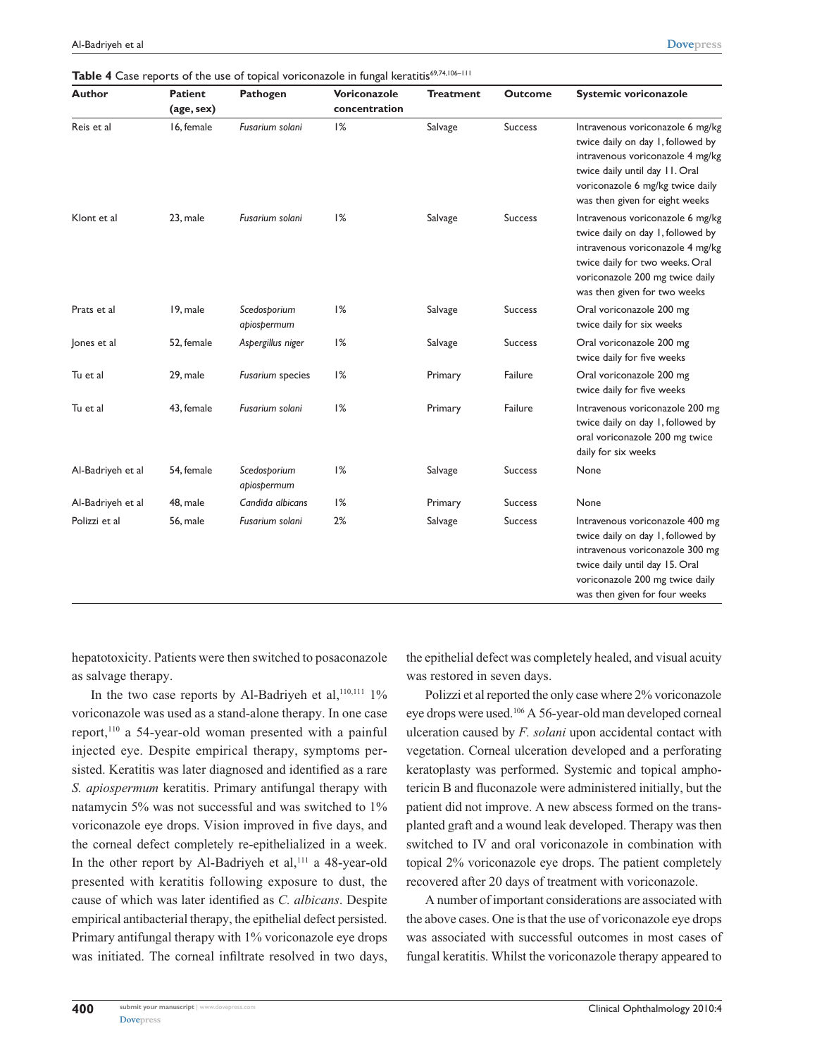**Table 4** Case reports of the use of topical voriconazole in fungal keratitis[69,74,106–111]

| Author | Patient (age, sex) | Pathogen | Voriconazole concentration | Treatment | Outcome | Systemic voriconazole |
|---|---|---|---|---|---|---|
| Reis et al | 16, female | *Fusarium solani* | 1% | Salvage | Success | Intravenous voriconazole 6 mg/kg twice daily on day 1, followed by intravenous voriconazole 4 mg/kg twice daily until day 11. Oral voriconazole 6 mg/kg twice daily was then given for eight weeks |
| Klont et al | 23, male | *Fusarium solani* | 1% | Salvage | Success | Intravenous voriconazole 6 mg/kg twice daily on day 1, followed by intravenous voriconazole 4 mg/kg twice daily for two weeks. Oral voriconazole 200 mg twice daily was then given for two weeks |
| Prats et al | 19, male | *Scedosporium apiospermum* | 1% | Salvage | Success | Oral voriconazole 200 mg twice daily for six weeks |
| Jones et al | 52, female | *Aspergillus niger* | 1% | Salvage | Success | Oral voriconazole 200 mg twice daily for five weeks |
| Tu et al | 29, male | *Fusarium* species | 1% | Primary | Failure | Oral voriconazole 200 mg twice daily for five weeks |
| Tu et al | 43, female | *Fusarium solani* | 1% | Primary | Failure | Intravenous voriconazole 200 mg twice daily on day 1, followed by oral voriconazole 200 mg twice daily for six weeks |
| Al-Badriyeh et al | 54, female | *Scedosporium apiospermum* | 1% | Salvage | Success | None |
| Al-Badriyeh et al | 48, male | *Candida albicans* | 1% | Primary | Success | None |
| Polizzi et al | 56, male | *Fusarium solani* | 2% | Salvage | Success | Intravenous voriconazole 400 mg twice daily on day 1, followed by intravenous voriconazole 300 mg twice daily until day 15. Oral voriconazole 200 mg twice daily was then given for four weeks |

hepatotoxicity. Patients were then switched to posaconazole as salvage therapy.

In the two case reports by Al-Badriyeh et al,[110,111] 1% voriconazole was used as a stand-alone therapy. In one case report,[110] a 54-year-old woman presented with a painful injected eye. Despite empirical therapy, symptoms persisted. Keratitis was later diagnosed and identified as a rare *S. apiospermum* keratitis. Primary antifungal therapy with natamycin 5% was not successful and was switched to 1% voriconazole eye drops. Vision improved in five days, and the corneal defect completely re-epithelialized in a week. In the other report by Al-Badriyeh et al,[111] a 48-year-old presented with keratitis following exposure to dust, the cause of which was later identified as *C. albicans*. Despite empirical antibacterial therapy, the epithelial defect persisted. Primary antifungal therapy with 1% voriconazole eye drops was initiated. The corneal infiltrate resolved in two days, the epithelial defect was completely healed, and visual acuity was restored in seven days.

Polizzi et al reported the only case where 2% voriconazole eye drops were used.[106] A 56-year-old man developed corneal ulceration caused by *F. solani* upon accidental contact with vegetation. Corneal ulceration developed and a perforating keratoplasty was performed. Systemic and topical amphotericin B and fluconazole were administered initially, but the patient did not improve. A new abscess formed on the transplanted graft and a wound leak developed. Therapy was then switched to IV and oral voriconazole in combination with topical 2% voriconazole eye drops. The patient completely recovered after 20 days of treatment with voriconazole.

A number of important considerations are associated with the above cases. One is that the use of voriconazole eye drops was associated with successful outcomes in most cases of fungal keratitis. Whilst the voriconazole therapy appeared to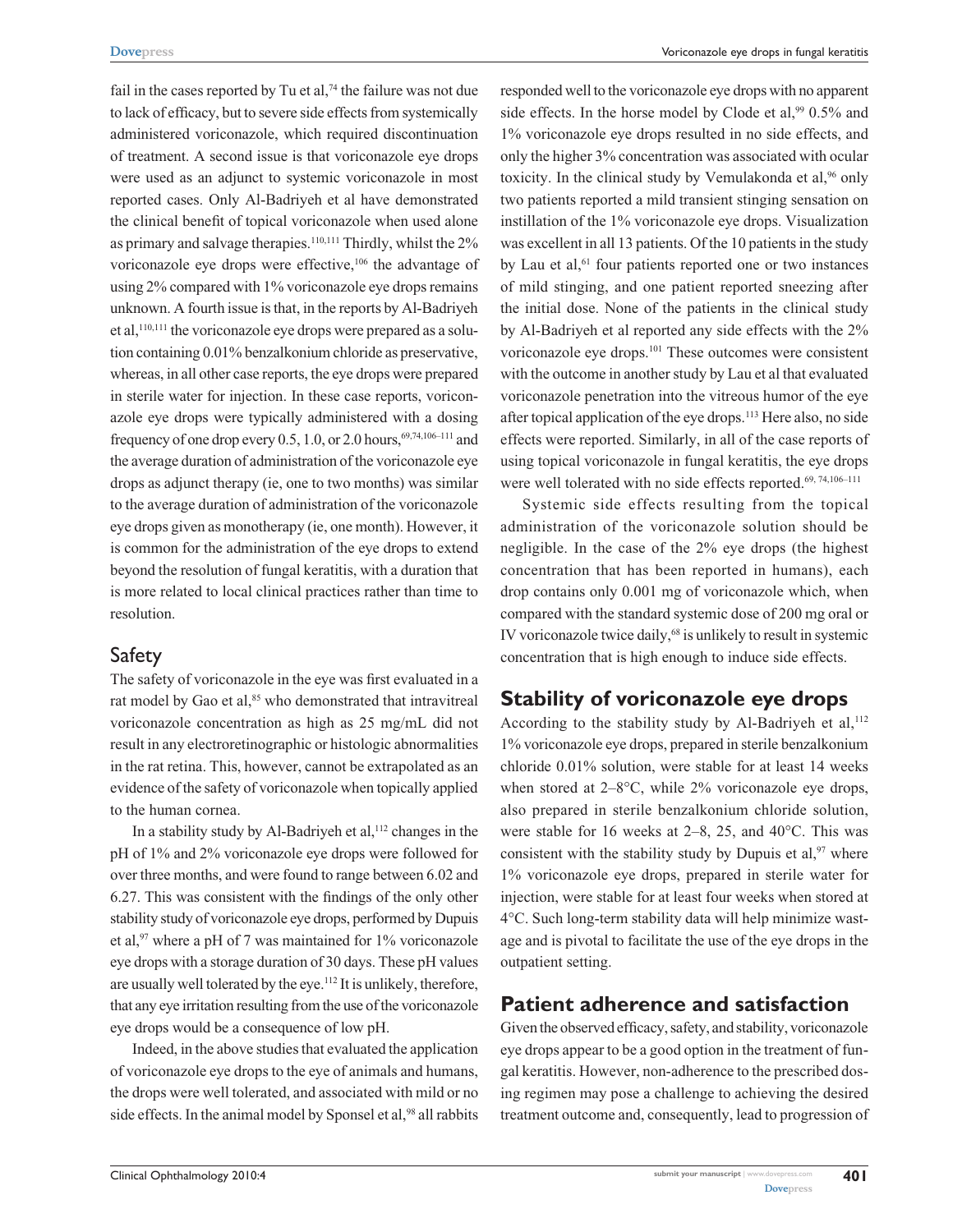fail in the cases reported by Tu et al,[74] the failure was not due to lack of efficacy, but to severe side effects from systemically administered voriconazole, which required discontinuation of treatment. A second issue is that voriconazole eye drops were used as an adjunct to systemic voriconazole in most reported cases. Only Al-Badriyeh et al have demonstrated the clinical benefit of topical voriconazole when used alone as primary and salvage therapies.[110,111] Thirdly, whilst the 2% voriconazole eye drops were effective,[106] the advantage of using 2% compared with 1% voriconazole eye drops remains unknown. A fourth issue is that, in the reports by Al-Badriyeh et al,[110,111] the voriconazole eye drops were prepared as a solution containing 0.01% benzalkonium chloride as preservative, whereas, in all other case reports, the eye drops were prepared in sterile water for injection. In these case reports, voriconazole eye drops were typically administered with a dosing frequency of one drop every 0.5, 1.0, or 2.0 hours,[69,74,106–111] and the average duration of administration of the voriconazole eye drops as adjunct therapy (ie, one to two months) was similar to the average duration of administration of the voriconazole eye drops given as monotherapy (ie, one month). However, it is common for the administration of the eye drops to extend beyond the resolution of fungal keratitis, with a duration that is more related to local clinical practices rather than time to resolution.

## Safety

The safety of voriconazole in the eye was first evaluated in a rat model by Gao et al,[85] who demonstrated that intravitreal voriconazole concentration as high as 25 mg/mL did not result in any electroretinographic or histologic abnormalities in the rat retina. This, however, cannot be extrapolated as an evidence of the safety of voriconazole when topically applied to the human cornea.

In a stability study by Al-Badriyeh et al,[112] changes in the pH of 1% and 2% voriconazole eye drops were followed for over three months, and were found to range between 6.02 and 6.27. This was consistent with the findings of the only other stability study of voriconazole eye drops, performed by Dupuis et al,[97] where a pH of 7 was maintained for 1% voriconazole eye drops with a storage duration of 30 days. These pH values are usually well tolerated by the eye.[112] It is unlikely, therefore, that any eye irritation resulting from the use of the voriconazole eye drops would be a consequence of low pH.

Indeed, in the above studies that evaluated the application of voriconazole eye drops to the eye of animals and humans, the drops were well tolerated, and associated with mild or no side effects. In the animal model by Sponsel et al,[98] all rabbits responded well to the voriconazole eye drops with no apparent side effects. In the horse model by Clode et al,[99] 0.5% and 1% voriconazole eye drops resulted in no side effects, and only the higher 3% concentration was associated with ocular toxicity. In the clinical study by Vemulakonda et al,[96] only two patients reported a mild transient stinging sensation on instillation of the 1% voriconazole eye drops. Visualization was excellent in all 13 patients. Of the 10 patients in the study by Lau et al,[61] four patients reported one or two instances of mild stinging, and one patient reported sneezing after the initial dose. None of the patients in the clinical study by Al-Badriyeh et al reported any side effects with the 2% voriconazole eye drops.[101] These outcomes were consistent with the outcome in another study by Lau et al that evaluated voriconazole penetration into the vitreous humor of the eye after topical application of the eye drops.[113] Here also, no side effects were reported. Similarly, in all of the case reports of using topical voriconazole in fungal keratitis, the eye drops were well tolerated with no side effects reported.[69,74,106–111]

Systemic side effects resulting from the topical administration of the voriconazole solution should be negligible. In the case of the 2% eye drops (the highest concentration that has been reported in humans), each drop contains only 0.001 mg of voriconazole which, when compared with the standard systemic dose of 200 mg oral or IV voriconazole twice daily,[68] is unlikely to result in systemic concentration that is high enough to induce side effects.

## Stability of voriconazole eye drops

According to the stability study by Al-Badriyeh et al,[112] 1% voriconazole eye drops, prepared in sterile benzalkonium chloride 0.01% solution, were stable for at least 14 weeks when stored at 2–8°C, while 2% voriconazole eye drops, also prepared in sterile benzalkonium chloride solution, were stable for 16 weeks at 2–8, 25, and 40°C. This was consistent with the stability study by Dupuis et al,[97] where 1% voriconazole eye drops, prepared in sterile water for injection, were stable for at least four weeks when stored at 4°C. Such long-term stability data will help minimize wastage and is pivotal to facilitate the use of the eye drops in the outpatient setting.

## Patient adherence and satisfaction

Given the observed efficacy, safety, and stability, voriconazole eye drops appear to be a good option in the treatment of fungal keratitis. However, non-adherence to the prescribed dosing regimen may pose a challenge to achieving the desired treatment outcome and, consequently, lead to progression of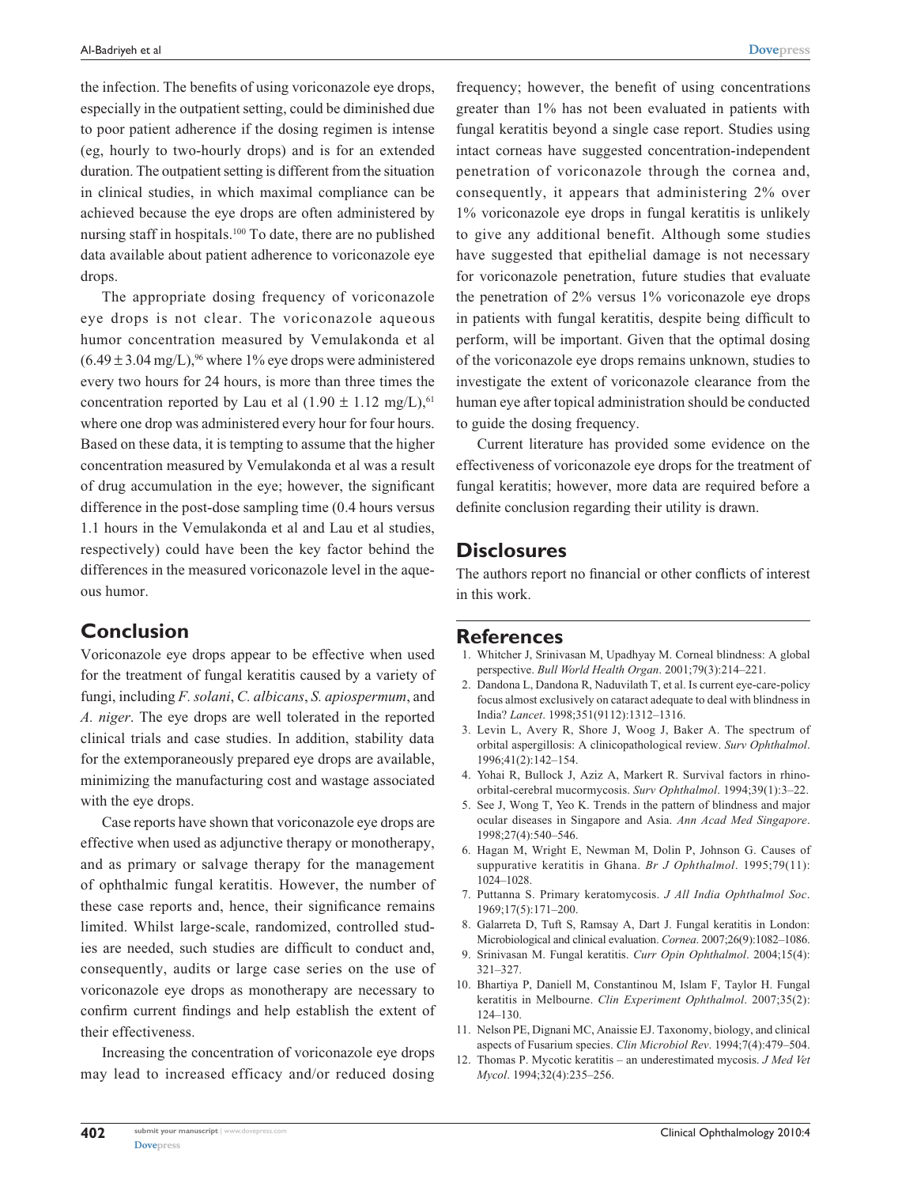the infection. The benefits of using voriconazole eye drops, especially in the outpatient setting, could be diminished due to poor patient adherence if the dosing regimen is intense (eg, hourly to two-hourly drops) and is for an extended duration. The outpatient setting is different from the situation in clinical studies, in which maximal compliance can be achieved because the eye drops are often administered by nursing staff in hospitals.[100] To date, there are no published data available about patient adherence to voriconazole eye drops.

The appropriate dosing frequency of voriconazole eye drops is not clear. The voriconazole aqueous humor concentration measured by Vemulakonda et al ($6.49 \pm 3.04$ mg/L),[96] where 1% eye drops were administered every two hours for 24 hours, is more than three times the concentration reported by Lau et al ($1.90 \pm 1.12$ mg/L),[61] where one drop was administered every hour for four hours. Based on these data, it is tempting to assume that the higher concentration measured by Vemulakonda et al was a result of drug accumulation in the eye; however, the significant difference in the post-dose sampling time (0.4 hours versus 1.1 hours in the Vemulakonda et al and Lau et al studies, respectively) could have been the key factor behind the differences in the measured voriconazole level in the aqueous humor.

## Conclusion

Voriconazole eye drops appear to be effective when used for the treatment of fungal keratitis caused by a variety of fungi, including *F. solani*, *C. albicans*, *S. apiospermum*, and *A. niger*. The eye drops are well tolerated in the reported clinical trials and case studies. In addition, stability data for the extemporaneously prepared eye drops are available, minimizing the manufacturing cost and wastage associated with the eye drops.

Case reports have shown that voriconazole eye drops are effective when used as adjunctive therapy or monotherapy, and as primary or salvage therapy for the management of ophthalmic fungal keratitis. However, the number of these case reports and, hence, their significance remains limited. Whilst large-scale, randomized, controlled studies are needed, such studies are difficult to conduct and, consequently, audits or large case series on the use of voriconazole eye drops as monotherapy are necessary to confirm current findings and help establish the extent of their effectiveness.

Increasing the concentration of voriconazole eye drops may lead to increased efficacy and/or reduced dosing frequency; however, the benefit of using concentrations greater than 1% has not been evaluated in patients with fungal keratitis beyond a single case report. Studies using intact corneas have suggested concentration-independent penetration of voriconazole through the cornea and, consequently, it appears that administering 2% over 1% voriconazole eye drops in fungal keratitis is unlikely to give any additional benefit. Although some studies have suggested that epithelial damage is not necessary for voriconazole penetration, future studies that evaluate the penetration of 2% versus 1% voriconazole eye drops in patients with fungal keratitis, despite being difficult to perform, will be important. Given that the optimal dosing of the voriconazole eye drops remains unknown, studies to investigate the extent of voriconazole clearance from the human eye after topical administration should be conducted to guide the dosing frequency.

Current literature has provided some evidence on the effectiveness of voriconazole eye drops for the treatment of fungal keratitis; however, more data are required before a definite conclusion regarding their utility is drawn.

## Disclosures

The authors report no financial or other conflicts of interest in this work.

## References

1. Whitcher J, Srinivasan M, Upadhyay M. Corneal blindness: A global perspective. *Bull World Health Organ*. 2001;79(3):214–221.
2. Dandona L, Dandona R, Naduvilath T, et al. Is current eye-care-policy focus almost exclusively on cataract adequate to deal with blindness in India? *Lancet*. 1998;351(9112):1312–1316.
3. Levin L, Avery R, Shore J, Woog J, Baker A. The spectrum of orbital aspergillosis: A clinicopathological review. *Surv Ophthalmol*. 1996;41(2):142–154.
4. Yohai R, Bullock J, Aziz A, Markert R. Survival factors in rhino-orbital-cerebral mucormycosis. *Surv Ophthalmol*. 1994;39(1):3–22.
5. See J, Wong T, Yeo K. Trends in the pattern of blindness and major ocular diseases in Singapore and Asia. *Ann Acad Med Singapore*. 1998;27(4):540–546.
6. Hagan M, Wright E, Newman M, Dolin P, Johnson G. Causes of suppurative keratitis in Ghana. *Br J Ophthalmol*. 1995;79(11):1024–1028.
7. Puttanna S. Primary keratomycosis. *J All India Ophthalmol Soc*. 1969;17(5):171–200.
8. Galarreta D, Tuft S, Ramsay A, Dart J. Fungal keratitis in London: Microbiological and clinical evaluation. *Cornea*. 2007;26(9):1082–1086.
9. Srinivasan M. Fungal keratitis. *Curr Opin Ophthalmol*. 2004;15(4):321–327.
10. Bhartiya P, Daniell M, Constantinou M, Islam F, Taylor H. Fungal keratitis in Melbourne. *Clin Experiment Ophthalmol*. 2007;35(2):124–130.
11. Nelson PE, Dignani MC, Anaissie EJ. Taxonomy, biology, and clinical aspects of Fusarium species. *Clin Microbiol Rev*. 1994;7(4):479–504.
12. Thomas P. Mycotic keratitis – an underestimated mycosis. *J Med Vet Mycol*. 1994;32(4):235–256.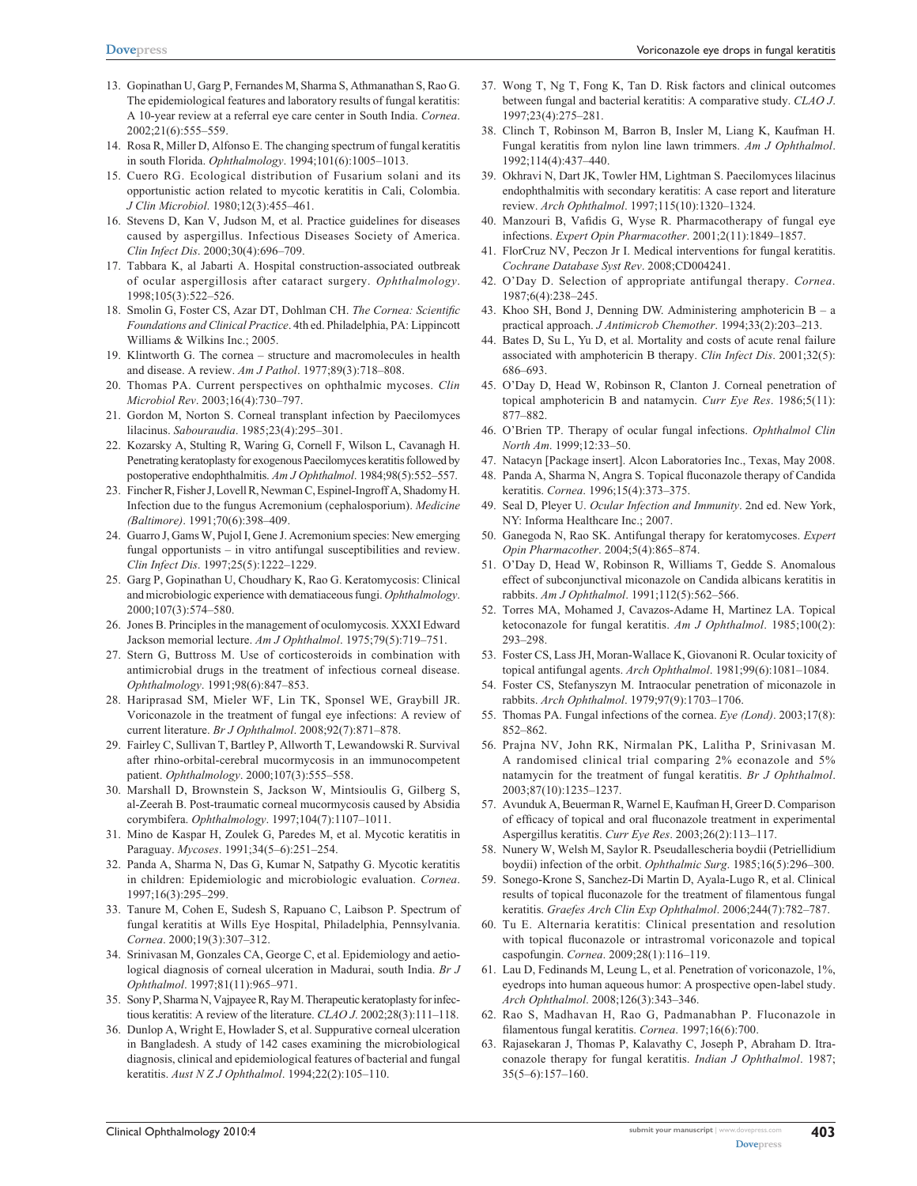13. Gopinathan U, Garg P, Fernandes M, Sharma S, Athmanathan S, Rao G. The epidemiological features and laboratory results of fungal keratitis: A 10-year review at a referral eye care center in South India. *Cornea*. 2002;21(6):555–559.
14. Rosa R, Miller D, Alfonso E. The changing spectrum of fungal keratitis in south Florida. *Ophthalmology*. 1994;101(6):1005–1013.
15. Cuero RG. Ecological distribution of Fusarium solani and its opportunistic action related to mycotic keratitis in Cali, Colombia. *J Clin Microbiol*. 1980;12(3):455–461.
16. Stevens D, Kan V, Judson M, et al. Practice guidelines for diseases caused by aspergillus. Infectious Diseases Society of America. *Clin Infect Dis*. 2000;30(4):696–709.
17. Tabbara K, al Jabarti A. Hospital construction-associated outbreak of ocular aspergillosis after cataract surgery. *Ophthalmology*. 1998;105(3):522–526.
18. Smolin G, Foster CS, Azar DT, Dohlman CH. *The Cornea: Scientific Foundations and Clinical Practice*. 4th ed. Philadelphia, PA: Lippincott Williams & Wilkins Inc.; 2005.
19. Klintworth G. The cornea – structure and macromolecules in health and disease. A review. *Am J Pathol*. 1977;89(3):718–808.
20. Thomas PA. Current perspectives on ophthalmic mycoses. *Clin Microbiol Rev*. 2003;16(4):730–797.
21. Gordon M, Norton S. Corneal transplant infection by Paecilomyces lilacinus. *Sabouraudia*. 1985;23(4):295–301.
22. Kozarsky A, Stulting R, Waring G, Cornell F, Wilson L, Cavanagh H. Penetrating keratoplasty for exogenous Paecilomyces keratitis followed by postoperative endophthalmitis. *Am J Ophthalmol*. 1984;98(5):552–557.
23. Fincher R, Fisher J, Lovell R, Newman C, Espinel-Ingroff A, Shadomy H. Infection due to the fungus Acremonium (cephalosporium). *Medicine (Baltimore)*. 1991;70(6):398–409.
24. Guarro J, Gams W, Pujol I, Gene J. Acremonium species: New emerging fungal opportunists – in vitro antifungal susceptibilities and review. *Clin Infect Dis*. 1997;25(5):1222–1229.
25. Garg P, Gopinathan U, Choudhary K, Rao G. Keratomycosis: Clinical and microbiologic experience with dematiaceous fungi. *Ophthalmology*. 2000;107(3):574–580.
26. Jones B. Principles in the management of oculomycosis. XXXI Edward Jackson memorial lecture. *Am J Ophthalmol*. 1975;79(5):719–751.
27. Stern G, Buttross M. Use of corticosteroids in combination with antimicrobial drugs in the treatment of infectious corneal disease. *Ophthalmology*. 1991;98(6):847–853.
28. Hariprasad SM, Mieler WF, Lin TK, Sponsel WE, Graybill JR. Voriconazole in the treatment of fungal eye infections: A review of current literature. *Br J Ophthalmol*. 2008;92(7):871–878.
29. Fairley C, Sullivan T, Bartley P, Allworth T, Lewandowski R. Survival after rhino-orbital-cerebral mucormycosis in an immunocompetent patient. *Ophthalmology*. 2000;107(3):555–558.
30. Marshall D, Brownstein S, Jackson W, Mintsioulis G, Gilberg S, al-Zeerah B. Post-traumatic corneal mucormycosis caused by Absidia corymbifera. *Ophthalmology*. 1997;104(7):1107–1011.
31. Mino de Kaspar H, Zoulek G, Paredes M, et al. Mycotic keratitis in Paraguay. *Mycoses*. 1991;34(5–6):251–254.
32. Panda A, Sharma N, Das G, Kumar N, Satpathy G. Mycotic keratitis in children: Epidemiologic and microbiologic evaluation. *Cornea*. 1997;16(3):295–299.
33. Tanure M, Cohen E, Sudesh S, Rapuano C, Laibson P. Spectrum of fungal keratitis at Wills Eye Hospital, Philadelphia, Pennsylvania. *Cornea*. 2000;19(3):307–312.
34. Srinivasan M, Gonzales CA, George C, et al. Epidemiology and aetiological diagnosis of corneal ulceration in Madurai, south India. *Br J Ophthalmol*. 1997;81(11):965–971.
35. Sony P, Sharma N, Vajpayee R, Ray M. Therapeutic keratoplasty for infectious keratitis: A review of the literature. *CLAO J*. 2002;28(3):111–118.
36. Dunlop A, Wright E, Howlader S, et al. Suppurative corneal ulceration in Bangladesh. A study of 142 cases examining the microbiological diagnosis, clinical and epidemiological features of bacterial and fungal keratitis. *Aust N Z J Ophthalmol*. 1994;22(2):105–110.
37. Wong T, Ng T, Fong K, Tan D. Risk factors and clinical outcomes between fungal and bacterial keratitis: A comparative study. *CLAO J*. 1997;23(4):275–281.
38. Clinch T, Robinson M, Barron B, Insler M, Liang K, Kaufman H. Fungal keratitis from nylon line lawn trimmers. *Am J Ophthalmol*. 1992;114(4):437–440.
39. Okhravi N, Dart JK, Towler HM, Lightman S. Paecilomyces lilacinus endophthalmitis with secondary keratitis: A case report and literature review. *Arch Ophthalmol*. 1997;115(10):1320–1324.
40. Manzouri B, Vafidis G, Wyse R. Pharmacotherapy of fungal eye infections. *Expert Opin Pharmacother*. 2001;2(11):1849–1857.
41. FlorCruz NV, Peczon Jr I. Medical interventions for fungal keratitis. *Cochrane Database Syst Rev*. 2008;CD004241.
42. O'Day D. Selection of appropriate antifungal therapy. *Cornea*. 1987;6(4):238–245.
43. Khoo SH, Bond J, Denning DW. Administering amphotericin B – a practical approach. *J Antimicrob Chemother*. 1994;33(2):203–213.
44. Bates D, Su L, Yu D, et al. Mortality and costs of acute renal failure associated with amphotericin B therapy. *Clin Infect Dis*. 2001;32(5):686–693.
45. O'Day D, Head W, Robinson R, Clanton J. Corneal penetration of topical amphotericin B and natamycin. *Curr Eye Res*. 1986;5(11):877–882.
46. O'Brien TP. Therapy of ocular fungal infections. *Ophthalmol Clin North Am*. 1999;12:33–50.
47. Natacyn [Package insert]. Alcon Laboratories Inc., Texas, May 2008.
48. Panda A, Sharma N, Angra S. Topical fluconazole therapy of Candida keratitis. *Cornea*. 1996;15(4):373–375.
49. Seal D, Pleyer U. *Ocular Infection and Immunity*. 2nd ed. New York, NY: Informa Healthcare Inc.; 2007.
50. Ganegoda N, Rao SK. Antifungal therapy for keratomycoses. *Expert Opin Pharmacother*. 2004;5(4):865–874.
51. O'Day D, Head W, Robinson R, Williams T, Gedde S. Anomalous effect of subconjunctival miconazole on Candida albicans keratitis in rabbits. *Am J Ophthalmol*. 1991;112(5):562–566.
52. Torres MA, Mohamed J, Cavazos-Adame H, Martinez LA. Topical ketoconazole for fungal keratitis. *Am J Ophthalmol*. 1985;100(2):293–298.
53. Foster CS, Lass JH, Moran-Wallace K, Giovanoni R. Ocular toxicity of topical antifungal agents. *Arch Ophthalmol*. 1981;99(6):1081–1084.
54. Foster CS, Stefanyszyn M. Intraocular penetration of miconazole in rabbits. *Arch Ophthalmol*. 1979;97(9):1703–1706.
55. Thomas PA. Fungal infections of the cornea. *Eye (Lond)*. 2003;17(8):852–862.
56. Prajna NV, John RK, Nirmalan PK, Lalitha P, Srinivasan M. A randomised clinical trial comparing 2% econazole and 5% natamycin for the treatment of fungal keratitis. *Br J Ophthalmol*. 2003;87(10):1235–1237.
57. Avunduk A, Beuerman R, Warnel E, Kaufman H, Greer D. Comparison of efficacy of topical and oral fluconazole treatment in experimental Aspergillus keratitis. *Curr Eye Res*. 2003;26(2):113–117.
58. Nunery W, Welsh M, Saylor R. Pseudallescheria boydii (Petriellidium boydii) infection of the orbit. *Ophthalmic Surg*. 1985;16(5):296–300.
59. Sonego-Krone S, Sanchez-Di Martin D, Ayala-Lugo R, et al. Clinical results of topical fluconazole for the treatment of filamentous fungal keratitis. *Graefes Arch Clin Exp Ophthalmol*. 2006;244(7):782–787.
60. Tu E. Alternaria keratitis: Clinical presentation and resolution with topical fluconazole or intrastromal voriconazole and topical caspofungin. *Cornea*. 2009;28(1):116–119.
61. Lau D, Fedinands M, Leung L, et al. Penetration of voriconazole, 1%, eyedrops into human aqueous humor: A prospective open-label study. *Arch Ophthalmol*. 2008;126(3):343–346.
62. Rao S, Madhavan H, Rao G, Padmanabhan P. Fluconazole in filamentous fungal keratitis. *Cornea*. 1997;16(6):700.
63. Rajasekaran J, Thomas P, Kalavathy C, Joseph P, Abraham D. Itraconazole therapy for fungal keratitis. *Indian J Ophthalmol*. 1987;35(5–6):157–160.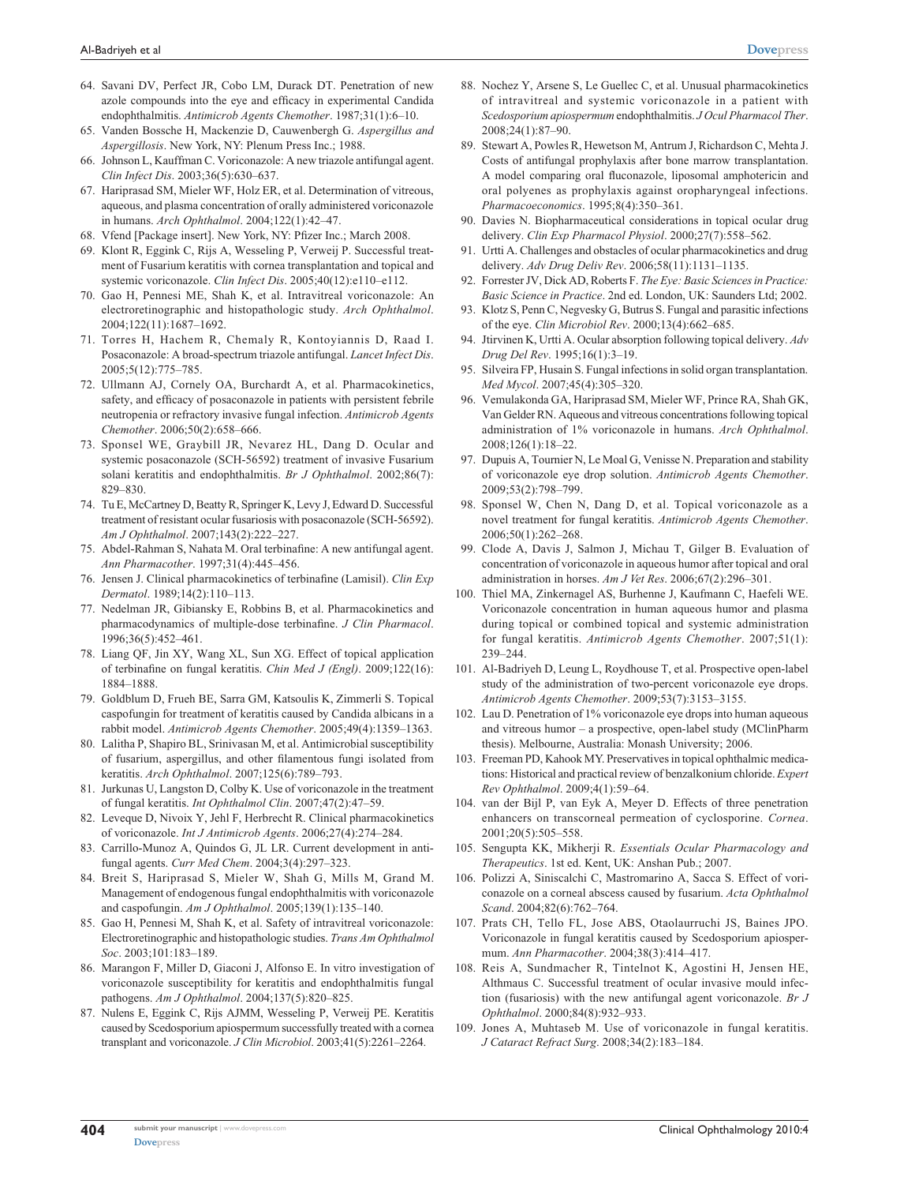64. Savani DV, Perfect JR, Cobo LM, Durack DT. Penetration of new azole compounds into the eye and efficacy in experimental Candida endophthalmitis. *Antimicrob Agents Chemother*. 1987;31(1):6–10.
65. Vanden Bossche H, Mackenzie D, Cauwenbergh G. *Aspergillus and Aspergillosis*. New York, NY: Plenum Press Inc.; 1988.
66. Johnson L, Kauffman C. Voriconazole: A new triazole antifungal agent. *Clin Infect Dis*. 2003;36(5):630–637.
67. Hariprasad SM, Mieler WF, Holz ER, et al. Determination of vitreous, aqueous, and plasma concentration of orally administered voriconazole in humans. *Arch Ophthalmol*. 2004;122(1):42–47.
68. Vfend [Package insert]. New York, NY: Pfizer Inc.; March 2008.
69. Klont R, Eggink C, Rijs A, Wesseling P, Verweij P. Successful treatment of Fusarium keratitis with cornea transplantation and topical and systemic voriconazole. *Clin Infect Dis*. 2005;40(12):e110–e112.
70. Gao H, Pennesi ME, Shah K, et al. Intravitreal voriconazole: An electroretinographic and histopathologic study. *Arch Ophthalmol*. 2004;122(11):1687–1692.
71. Torres H, Hachem R, Chemaly R, Kontoyiannis D, Raad I. Posaconazole: A broad-spectrum triazole antifungal. *Lancet Infect Dis*. 2005;5(12):775–785.
72. Ullmann AJ, Cornely OA, Burchardt A, et al. Pharmacokinetics, safety, and efficacy of posaconazole in patients with persistent febrile neutropenia or refractory invasive fungal infection. *Antimicrob Agents Chemother*. 2006;50(2):658–666.
73. Sponsel WE, Graybill JR, Nevarez HL, Dang D. Ocular and systemic posaconazole (SCH-56592) treatment of invasive Fusarium solani keratitis and endophthalmitis. *Br J Ophthalmol*. 2002;86(7):829–830.
74. Tu E, McCartney D, Beatty R, Springer K, Levy J, Edward D. Successful treatment of resistant ocular fusariosis with posaconazole (SCH-56592). *Am J Ophthalmol*. 2007;143(2):222–227.
75. Abdel-Rahman S, Nahata M. Oral terbinafine: A new antifungal agent. *Ann Pharmacother*. 1997;31(4):445–456.
76. Jensen J. Clinical pharmacokinetics of terbinafine (Lamisil). *Clin Exp Dermatol*. 1989;14(2):110–113.
77. Nedelman JR, Gibiansky E, Robbins B, et al. Pharmacokinetics and pharmacodynamics of multiple-dose terbinafine. *J Clin Pharmacol*. 1996;36(5):452–461.
78. Liang QF, Jin XY, Wang XL, Sun XG. Effect of topical application of terbinafine on fungal keratitis. *Chin Med J (Engl)*. 2009;122(16):1884–1888.
79. Goldblum D, Frueh BE, Sarra GM, Katsoulis K, Zimmerli S. Topical caspofungin for treatment of keratitis caused by Candida albicans in a rabbit model. *Antimicrob Agents Chemother*. 2005;49(4):1359–1363.
80. Lalitha P, Shapiro BL, Srinivasan M, et al. Antimicrobial susceptibility of fusarium, aspergillus, and other filamentous fungi isolated from keratitis. *Arch Ophthalmol*. 2007;125(6):789–793.
81. Jurkunas U, Langston D, Colby K. Use of voriconazole in the treatment of fungal keratitis. *Int Ophthalmol Clin*. 2007;47(2):47–59.
82. Leveque D, Nivoix Y, Jehl F, Herbrecht R. Clinical pharmacokinetics of voriconazole. *Int J Antimicrob Agents*. 2006;27(4):274–284.
83. Carrillo-Munoz A, Quindos G, JL LR. Current development in antifungal agents. *Curr Med Chem*. 2004;3(4):297–323.
84. Breit S, Hariprasad S, Mieler W, Shah G, Mills M, Grand M. Management of endogenous fungal endophthalmitis with voriconazole and caspofungin. *Am J Ophthalmol*. 2005;139(1):135–140.
85. Gao H, Pennesi M, Shah K, et al. Safety of intravitreal voriconazole: Electroretinographic and histopathologic studies. *Trans Am Ophthalmol Soc*. 2003;101:183–189.
86. Marangon F, Miller D, Giaconi J, Alfonso E. In vitro investigation of voriconazole susceptibility for keratitis and endophthalmitis fungal pathogens. *Am J Ophthalmol*. 2004;137(5):820–825.
87. Nulens E, Eggink C, Rijs AJMM, Wesseling P, Verweij PE. Keratitis caused by Scedosporium apiospermum successfully treated with a cornea transplant and voriconazole. *J Clin Microbiol*. 2003;41(5):2261–2264.
88. Nochez Y, Arsene S, Le Guellec C, et al. Unusual pharmacokinetics of intravitreal and systemic voriconazole in a patient with *Scedosporium apiospermum* endophthalmitis. *J Ocul Pharmacol Ther*. 2008;24(1):87–90.
89. Stewart A, Powles R, Hewetson M, Antrum J, Richardson C, Mehta J. Costs of antifungal prophylaxis after bone marrow transplantation. A model comparing oral fluconazole, liposomal amphotericin and oral polyenes as prophylaxis against oropharyngeal infections. *Pharmacoeconomics*. 1995;8(4):350–361.
90. Davies N. Biopharmaceutical considerations in topical ocular drug delivery. *Clin Exp Pharmacol Physiol*. 2000;27(7):558–562.
91. Urtti A. Challenges and obstacles of ocular pharmacokinetics and drug delivery. *Adv Drug Deliv Rev*. 2006;58(11):1131–1135.
92. Forrester JV, Dick AD, Roberts F. *The Eye: Basic Sciences in Practice: Basic Science in Practice*. 2nd ed. London, UK: Saunders Ltd; 2002.
93. Klotz S, Penn C, Negvesky G, Butrus S. Fungal and parasitic infections of the eye. *Clin Microbiol Rev*. 2000;13(4):662–685.
94. Jtirvinen K, Urtti A. Ocular absorption following topical delivery. *Adv Drug Del Rev*. 1995;16(1):3–19.
95. Silveira FP, Husain S. Fungal infections in solid organ transplantation. *Med Mycol*. 2007;45(4):305–320.
96. Vemulakonda GA, Hariprasad SM, Mieler WF, Prince RA, Shah GK, Van Gelder RN. Aqueous and vitreous concentrations following topical administration of 1% voriconazole in humans. *Arch Ophthalmol*. 2008;126(1):18–22.
97. Dupuis A, Tournier N, Le Moal G, Venisse N. Preparation and stability of voriconazole eye drop solution. *Antimicrob Agents Chemother*. 2009;53(2):798–799.
98. Sponsel W, Chen N, Dang D, et al. Topical voriconazole as a novel treatment for fungal keratitis. *Antimicrob Agents Chemother*. 2006;50(1):262–268.
99. Clode A, Davis J, Salmon J, Michau T, Gilger B. Evaluation of concentration of voriconazole in aqueous humor after topical and oral administration in horses. *Am J Vet Res*. 2006;67(2):296–301.
100. Thiel MA, Zinkernagel AS, Burhenne J, Kaufmann C, Haefeli WE. Voriconazole concentration in human aqueous humor and plasma during topical or combined topical and systemic administration for fungal keratitis. *Antimicrob Agents Chemother*. 2007;51(1):239–244.
101. Al-Badriyeh D, Leung L, Roydhouse T, et al. Prospective open-label study of the administration of two-percent voriconazole eye drops. *Antimicrob Agents Chemother*. 2009;53(7):3153–3155.
102. Lau D. Penetration of 1% voriconazole eye drops into human aqueous and vitreous humor – a prospective, open-label study (MClinPharm thesis). Melbourne, Australia: Monash University; 2006.
103. Freeman PD, Kahook MY. Preservatives in topical ophthalmic medications: Historical and practical review of benzalkonium chloride. *Expert Rev Ophthalmol*. 2009;4(1):59–64.
104. van der Bijl P, van Eyk A, Meyer D. Effects of three penetration enhancers on transcorneal permeation of cyclosporine. *Cornea*. 2001;20(5):505–558.
105. Sengupta KK, Mikherji R. *Essentials Ocular Pharmacology and Therapeutics*. 1st ed. Kent, UK: Anshan Pub.; 2007.
106. Polizzi A, Siniscalchi C, Mastromarino A, Sacca S. Effect of voriconazole on a corneal abscess caused by fusarium. *Acta Ophthalmol Scand*. 2004;82(6):762–764.
107. Prats CH, Tello FL, Jose ABS, Otaolaurruchi JS, Baines JPO. Voriconazole in fungal keratitis caused by Scedosporium apiospermum. *Ann Pharmacother*. 2004;38(3):414–417.
108. Reis A, Sundmacher R, Tintelnot K, Agostini H, Jensen HE, Althmaus C. Successful treatment of ocular invasive mould infection (fusariosis) with the new antifungal agent voriconazole. *Br J Ophthalmol*. 2000;84(8):932–933.
109. Jones A, Muhtaseb M. Use of voriconazole in fungal keratitis. *J Cataract Refract Surg*. 2008;34(2):183–184.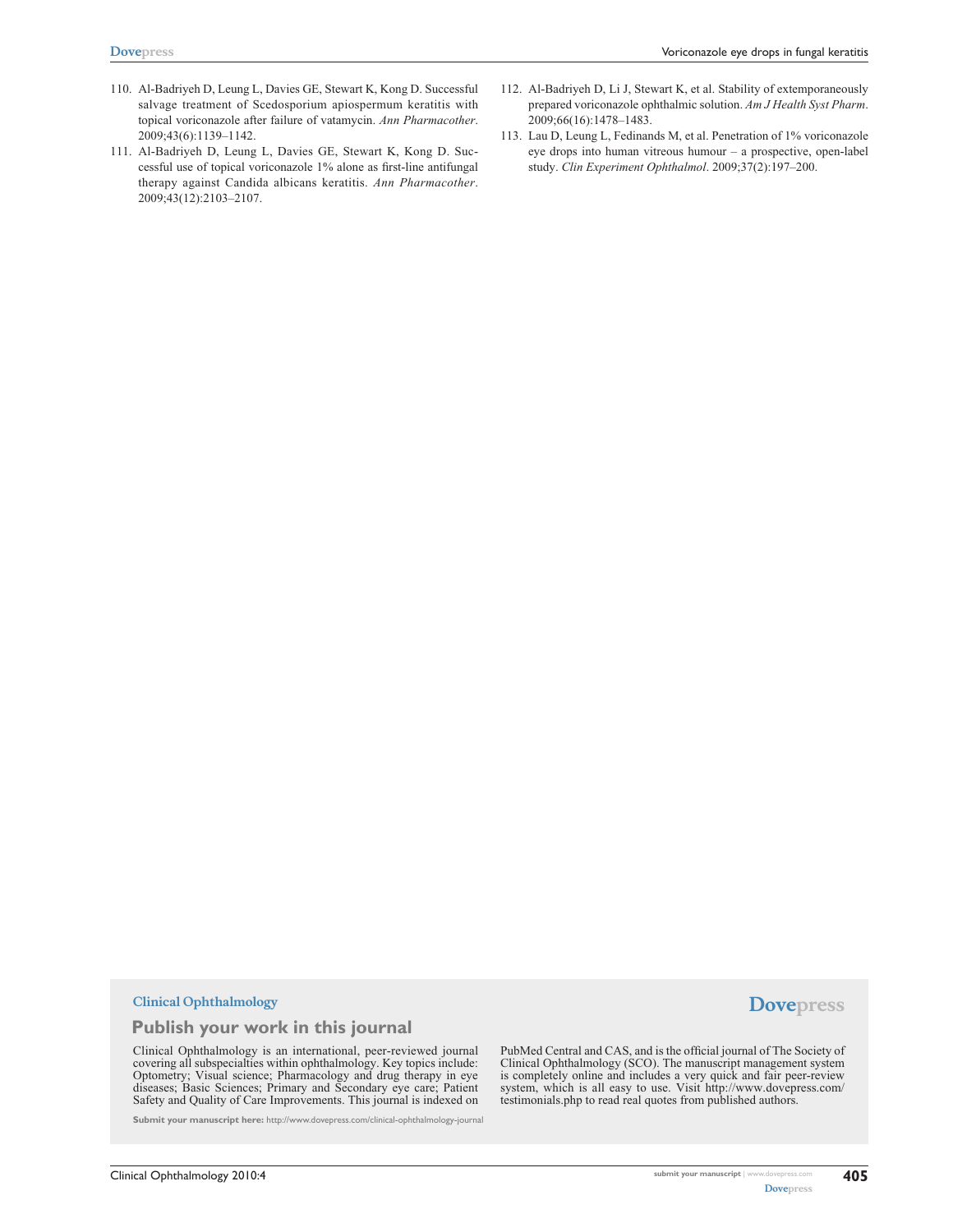110. Al-Badriyeh D, Leung L, Davies GE, Stewart K, Kong D. Successful salvage treatment of Scedosporium apiospermum keratitis with topical voriconazole after failure of vatamycin. *Ann Pharmacother*. 2009;43(6):1139–1142.
111. Al-Badriyeh D, Leung L, Davies GE, Stewart K, Kong D. Successful use of topical voriconazole 1% alone as first-line antifungal therapy against Candida albicans keratitis. *Ann Pharmacother*. 2009;43(12):2103–2107.
112. Al-Badriyeh D, Li J, Stewart K, et al. Stability of extemporaneously prepared voriconazole ophthalmic solution. *Am J Health Syst Pharm*. 2009;66(16):1478–1483.
113. Lau D, Leung L, Fedinands M, et al. Penetration of 1% voriconazole eye drops into human vitreous humour – a prospective, open-label study. *Clin Experiment Ophthalmol*. 2009;37(2):197–200.

**Clinical Ophthalmology**

**Dovepress**

## Publish your work in this journal

Clinical Ophthalmology is an international, peer-reviewed journal covering all subspecialties within ophthalmology. Key topics include: Optometry; Visual science; Pharmacology and drug therapy in eye diseases; Basic Sciences; Primary and Secondary eye care; Patient Safety and Quality of Care Improvements. This journal is indexed on PubMed Central and CAS, and is the official journal of The Society of Clinical Ophthalmology (SCO). The manuscript management system is completely online and includes a very quick and fair peer-review system, which is all easy to use. Visit http://www.dovepress.com/testimonials.php to read real quotes from published authors.

**Submit your manuscript here:** http://www.dovepress.com/clinical-ophthalmology-journal